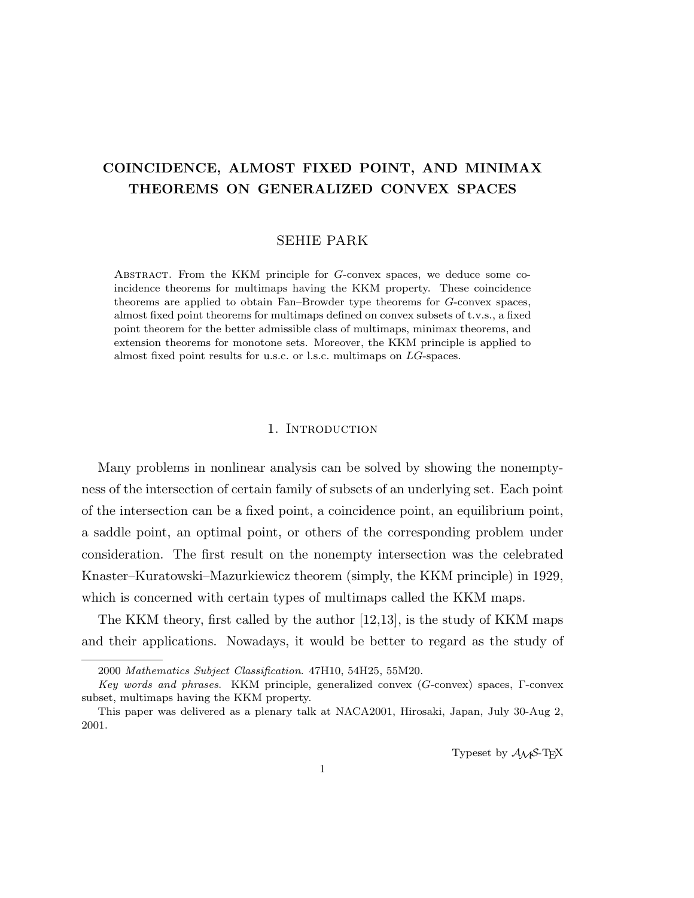# COINCIDENCE, ALMOST FIXED POINT, AND MINIMAX THEOREMS ON GENERALIZED CONVEX SPACES

SEHIE PARK

Abstract. From the KKM principle for $G$-convex spaces, we deduce some coincidence theorems for multimaps having the KKM property. These coincidence theorems are applied to obtain Fan–Browder type theorems for $G$-convex spaces, almost fixed point theorems for multimaps defined on convex subsets of t.v.s., a fixed point theorem for the better admissible class of multimaps, minimax theorems, and extension theorems for monotone sets. Moreover, the KKM principle is applied to almost fixed point results for u.s.c. or l.s.c. multimaps on $LG$-spaces.

## 1. Introduction

Many problems in nonlinear analysis can be solved by showing the nonemptyness of the intersection of certain family of subsets of an underlying set. Each point of the intersection can be a fixed point, a coincidence point, an equilibrium point, a saddle point, an optimal point, or others of the corresponding problem under consideration. The first result on the nonempty intersection was the celebrated Knaster–Kuratowski–Mazurkiewicz theorem (simply, the KKM principle) in 1929, which is concerned with certain types of multimaps called the KKM maps.

The KKM theory, first called by the author [12,13], is the study of KKM maps and their applications. Nowadays, it would be better to regard as the study of

---

2000 *Mathematics Subject Classification*. 47H10, 54H25, 55M20.

*Key words and phrases*. KKM principle, generalized convex ($G$-convex) spaces, $\Gamma$-convex subset, multimaps having the KKM property.

This paper was delivered as a plenary talk at NACA2001, Hirosaki, Japan, July 30-Aug 2, 2001.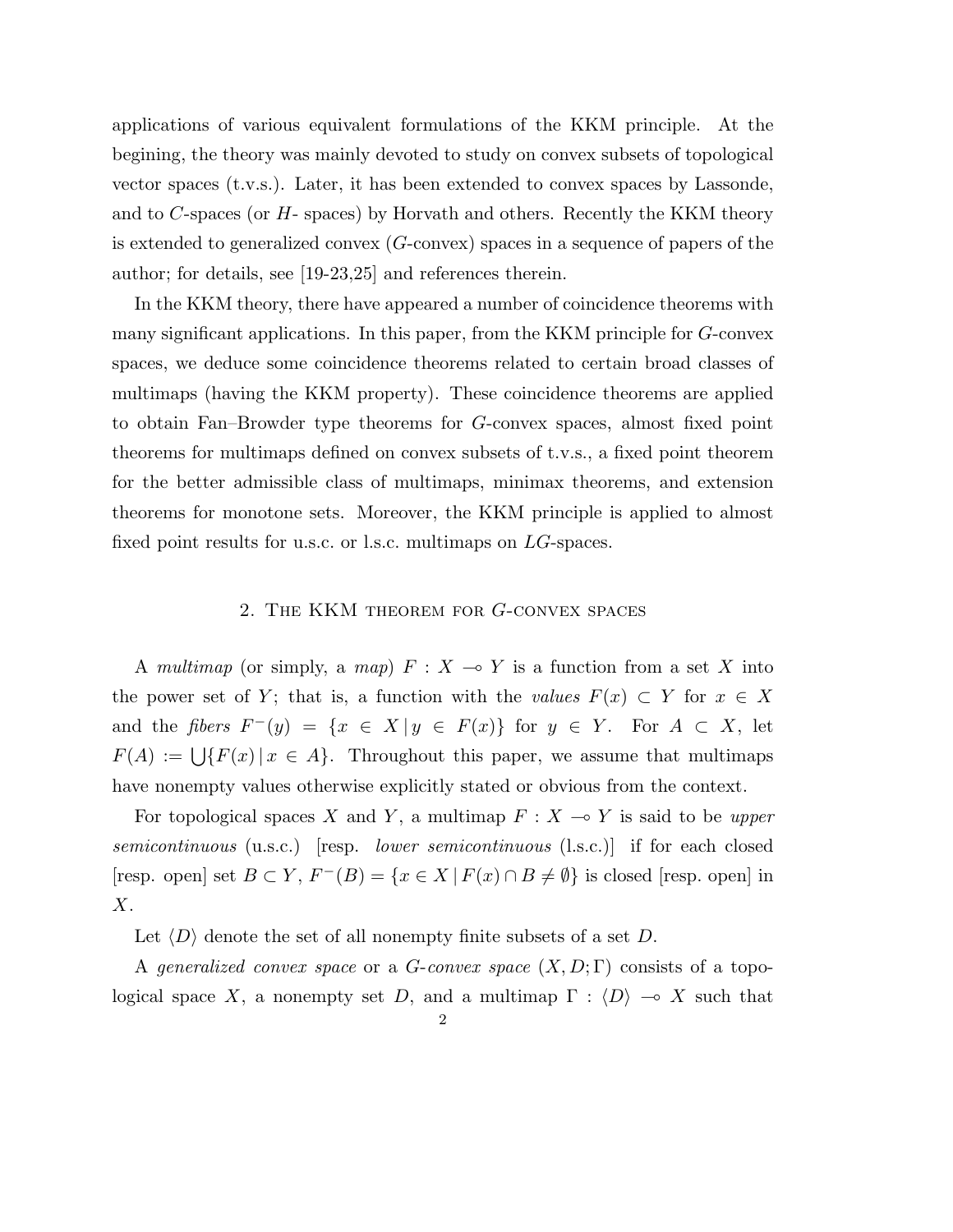applications of various equivalent formulations of the KKM principle. At the begining, the theory was mainly devoted to study on convex subsets of topological vector spaces (t.v.s.). Later, it has been extended to convex spaces by Lassonde, and to $C$-spaces (or $H$- spaces) by Horvath and others. Recently the KKM theory is extended to generalized convex ($G$-convex) spaces in a sequence of papers of the author; for details, see [19-23,25] and references therein.

In the KKM theory, there have appeared a number of coincidence theorems with many significant applications. In this paper, from the KKM principle for $G$-convex spaces, we deduce some coincidence theorems related to certain broad classes of multimaps (having the KKM property). These coincidence theorems are applied to obtain Fan–Browder type theorems for $G$-convex spaces, almost fixed point theorems for multimaps defined on convex subsets of t.v.s., a fixed point theorem for the better admissible class of multimaps, minimax theorems, and extension theorems for monotone sets. Moreover, the KKM principle is applied to almost fixed point results for u.s.c. or l.s.c. multimaps on $LG$-spaces.

## 2. The KKM theorem for $G$-convex spaces

A *multimap* (or simply, a *map*) $F : X \multimap Y$ is a function from a set $X$ into the power set of $Y$; that is, a function with the *values* $F(x) \subset Y$ for $x \in X$ and the *fibers* $F^{-}(y) = \{x \in X \mid y \in F(x)\}$ for $y \in Y$. For $A \subset X$, let $F(A) := \bigcup\{F(x) \mid x \in A\}$. Throughout this paper, we assume that multimaps have nonempty values otherwise explicitly stated or obvious from the context.

For topological spaces $X$ and $Y$, a multimap $F : X \multimap Y$ is said to be *upper semicontinuous* (u.s.c.) [resp. *lower semicontinuous* (l.s.c.)] if for each closed [resp. open] set $B \subset Y$, $F^{-}(B) = \{x \in X \mid F(x) \cap B \neq \emptyset\}$ is closed [resp. open] in $X$.

Let $\langle D \rangle$ denote the set of all nonempty finite subsets of a set $D$.

A *generalized convex space* or a *$G$-convex space* $(X, D; \Gamma)$ consists of a topological space $X$, a nonempty set $D$, and a multimap $\Gamma : \langle D \rangle \multimap X$ such that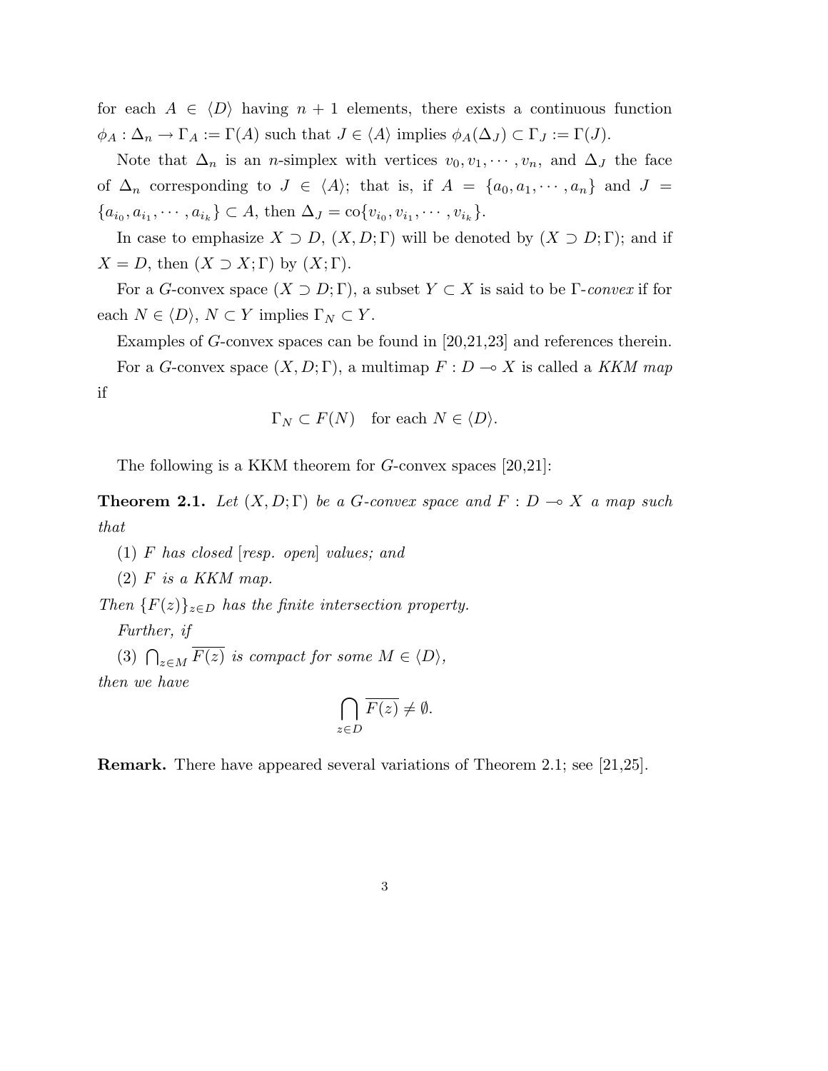for each $A \in \langle D \rangle$ having $n+1$ elements, there exists a continuous function $\phi_A : \Delta_n \to \Gamma_A := \Gamma(A)$ such that $J \in \langle A \rangle$ implies $\phi_A(\Delta_J) \subset \Gamma_J := \Gamma(J)$.

Note that $\Delta_n$ is an $n$-simplex with vertices $v_0, v_1, \cdots, v_n$, and $\Delta_J$ the face of $\Delta_n$ corresponding to $J \in \langle A \rangle$; that is, if $A = \{a_0, a_1, \cdots, a_n\}$ and $J = \{a_{i_0}, a_{i_1}, \cdots, a_{i_k}\} \subset A$, then $\Delta_J = \text{co}\{v_{i_0}, v_{i_1}, \cdots, v_{i_k}\}$.

In case to emphasize $X \supset D$, $(X, D; \Gamma)$ will be denoted by $(X \supset D; \Gamma)$; and if $X = D$, then $(X \supset X; \Gamma)$ by $(X; \Gamma)$.

For a $G$-convex space $(X \supset D; \Gamma)$, a subset $Y \subset X$ is said to be $\Gamma$-*convex* if for each $N \in \langle D \rangle$, $N \subset Y$ implies $\Gamma_N \subset Y$.

Examples of $G$-convex spaces can be found in [20,21,23] and references therein.

For a $G$-convex space $(X, D; \Gamma)$, a multimap $F : D \multimap X$ is called a *KKM map* if

$$\Gamma_N \subset F(N) \quad \text{for each } N \in \langle D \rangle.$$

The following is a KKM theorem for $G$-convex spaces [20,21]:

**Theorem 2.1.** *Let $(X, D; \Gamma)$ be a $G$-convex space and $F : D \multimap X$ a map such that*

*(1) $F$ has closed [resp. open] values; and*

*(2) $F$ is a KKM map.*

*Then $\{F(z)\}_{z \in D}$ has the finite intersection property.*

*Further, if*

*(3) $\bigcap_{z \in M} \overline{F(z)}$ is compact for some $M \in \langle D \rangle$,*

*then we have*

$$\bigcap_{z \in D} \overline{F(z)} \neq \emptyset.$$

**Remark.** There have appeared several variations of Theorem 2.1; see [21,25].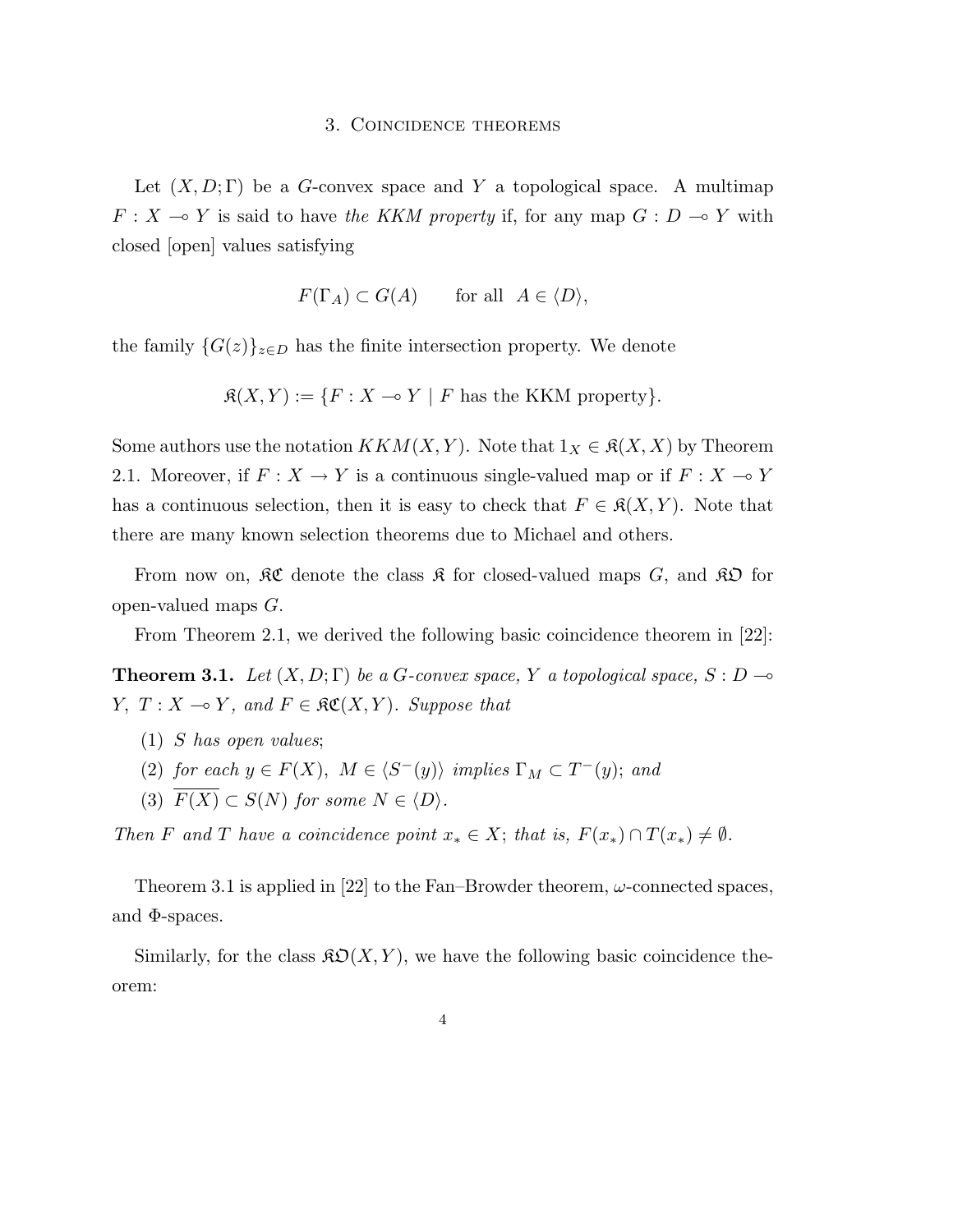## 3. Coincidence theorems

Let $(X, D; \Gamma)$ be a $G$-convex space and $Y$ a topological space. A multimap $F : X \multimap Y$ is said to have *the KKM property* if, for any map $G : D \multimap Y$ with closed [open] values satisfying

$$F(\Gamma_A) \subset G(A) \qquad \text{for all} \;\; A \in \langle D \rangle,$$

the family $\{G(z)\}_{z \in D}$ has the finite intersection property. We denote

$$\mathfrak{K}(X, Y) := \{F : X \multimap Y \mid F \text{ has the KKM property}\}.$$

Some authors use the notation $KKM(X, Y)$. Note that $1_X \in \mathfrak{K}(X, X)$ by Theorem 2.1. Moreover, if $F : X \to Y$ is a continuous single-valued map or if $F : X \multimap Y$ has a continuous selection, then it is easy to check that $F \in \mathfrak{K}(X, Y)$. Note that there are many known selection theorems due to Michael and others.

From now on, $\mathfrak{KC}$ denote the class $\mathfrak{K}$ for closed-valued maps $G$, and $\mathfrak{KO}$ for open-valued maps $G$.

From Theorem 2.1, we derived the following basic coincidence theorem in [22]:

**Theorem 3.1.** *Let $(X, D; \Gamma)$ be a $G$-convex space, $Y$ a topological space, $S : D \multimap Y$, $T : X \multimap Y$, and $F \in \mathfrak{KC}(X, Y)$. Suppose that*

1. *$S$ has open values*;
2. *for each $y \in F(X)$, $M \in \langle S^-(y) \rangle$ implies $\Gamma_M \subset T^-(y)$; and*
3. *$\overline{F(X)} \subset S(N)$ for some $N \in \langle D \rangle$.*

*Then $F$ and $T$ have a coincidence point $x_* \in X$; that is, $F(x_*) \cap T(x_*) \neq \emptyset$.*

Theorem 3.1 is applied in [22] to the Fan–Browder theorem, $\omega$-connected spaces, and $\Phi$-spaces.

Similarly, for the class $\mathfrak{KO}(X, Y)$, we have the following basic coincidence theorem: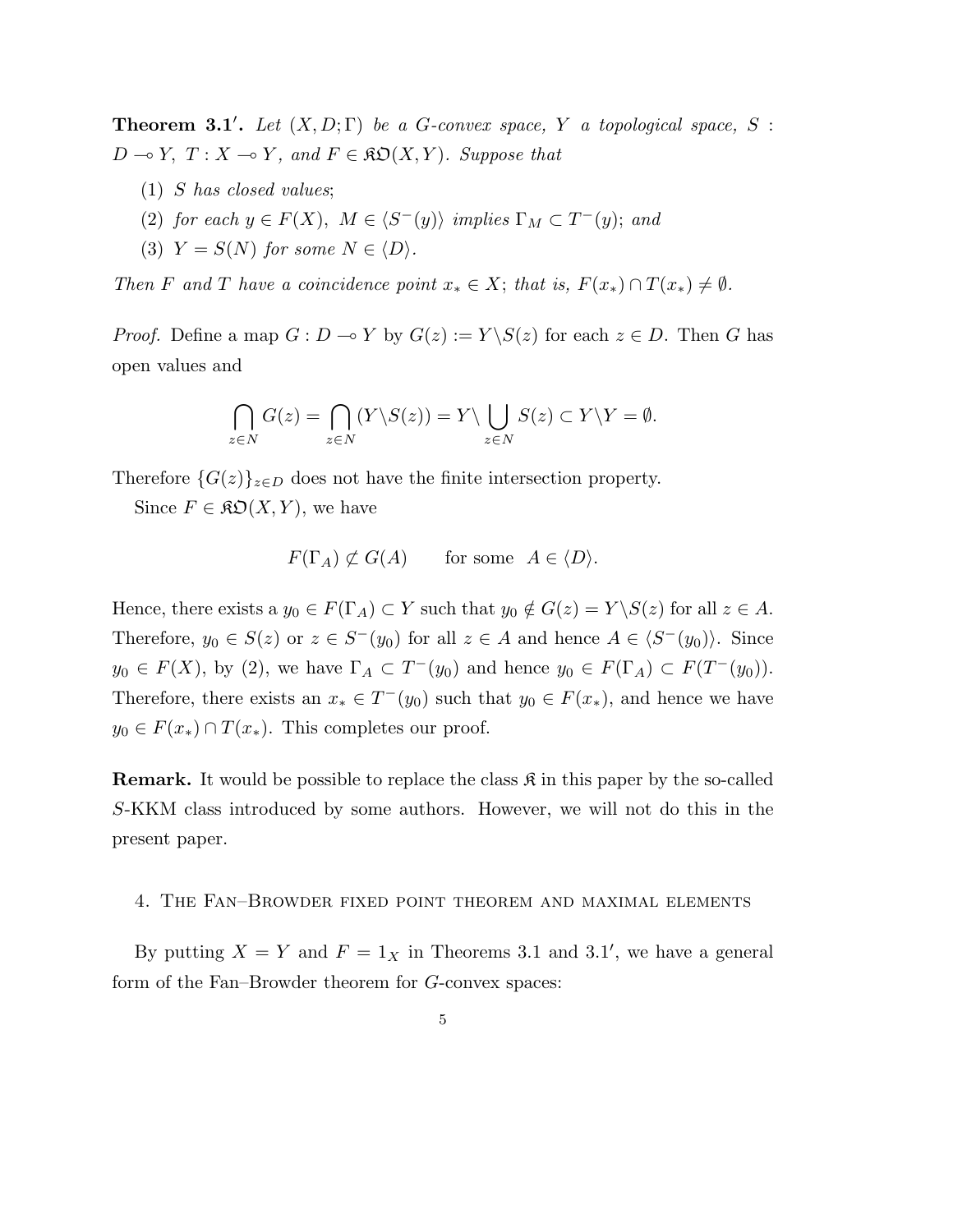**Theorem 3.1$'$.** *Let $(X, D; \Gamma)$ be a G-convex space, $Y$ a topological space, $S : D \multimap Y$, $T : X \multimap Y$, and $F \in \mathfrak{KO}(X, Y)$. Suppose that*

1. *$S$ has closed values;*
2. *for each $y \in F(X)$, $M \in \langle S^-(y) \rangle$ implies $\Gamma_M \subset T^-(y)$; and*
3. *$Y = S(N)$ for some $N \in \langle D \rangle$.*

*Then $F$ and $T$ have a coincidence point $x_* \in X$; that is, $F(x_*) \cap T(x_*) \neq \emptyset$.*

*Proof.* Define a map $G : D \multimap Y$ by $G(z) := Y \backslash S(z)$ for each $z \in D$. Then $G$ has open values and

$$\bigcap_{z \in N} G(z) = \bigcap_{z \in N} (Y \backslash S(z)) = Y \backslash \bigcup_{z \in N} S(z) \subset Y \backslash Y = \emptyset.$$

Therefore $\{G(z)\}_{z \in D}$ does not have the finite intersection property.

Since $F \in \mathfrak{KO}(X, Y)$, we have

$$F(\Gamma_A) \not\subset G(A) \qquad \text{for some} \;\; A \in \langle D \rangle.$$

Hence, there exists a $y_0 \in F(\Gamma_A) \subset Y$ such that $y_0 \notin G(z) = Y \backslash S(z)$ for all $z \in A$. Therefore, $y_0 \in S(z)$ or $z \in S^-(y_0)$ for all $z \in A$ and hence $A \in \langle S^-(y_0) \rangle$. Since $y_0 \in F(X)$, by (2), we have $\Gamma_A \subset T^-(y_0)$ and hence $y_0 \in F(\Gamma_A) \subset F(T^-(y_0))$. Therefore, there exists an $x_* \in T^-(y_0)$ such that $y_0 \in F(x_*)$, and hence we have $y_0 \in F(x_*) \cap T(x_*)$. This completes our proof.

**Remark.** It would be possible to replace the class $\mathfrak{K}$ in this paper by the so-called $S$-KKM class introduced by some authors. However, we will not do this in the present paper.

## 4. The Fan–Browder fixed point theorem and maximal elements

By putting $X = Y$ and $F = 1_X$ in Theorems 3.1 and 3.1$'$, we have a general form of the Fan–Browder theorem for $G$-convex spaces: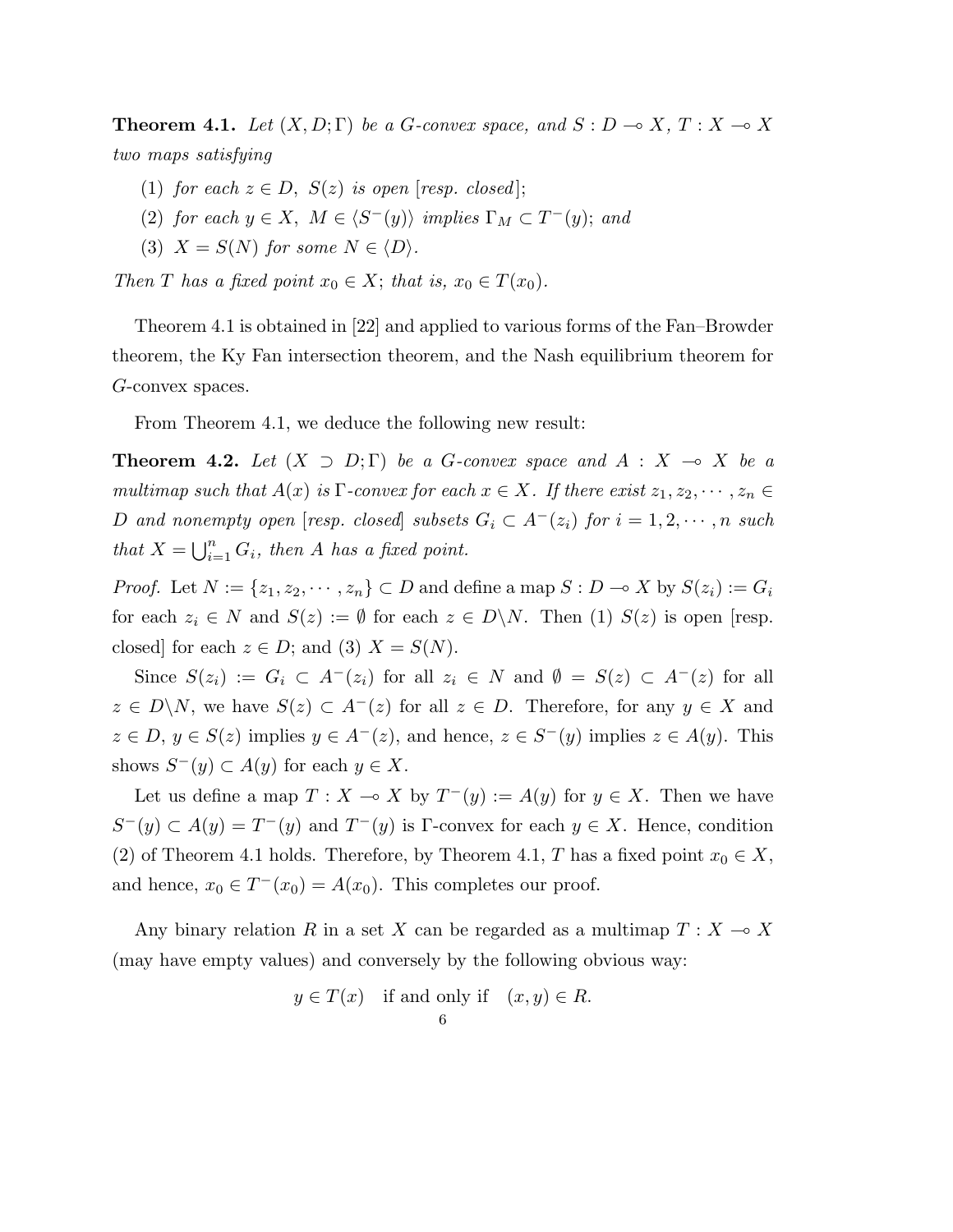**Theorem 4.1.** *Let $(X, D; \Gamma)$ be a G-convex space, and $S : D \multimap X$, $T : X \multimap X$ two maps satisfying*

(1) *for each $z \in D$, $S(z)$ is open [resp. closed];*

(2) *for each $y \in X$, $M \in \langle S^-(y) \rangle$ implies $\Gamma_M \subset T^-(y)$; and*

(3) *$X = S(N)$ for some $N \in \langle D \rangle$.*

*Then $T$ has a fixed point $x_0 \in X$; that is, $x_0 \in T(x_0)$.*

Theorem 4.1 is obtained in [22] and applied to various forms of the Fan–Browder theorem, the Ky Fan intersection theorem, and the Nash equilibrium theorem for $G$-convex spaces.

From Theorem 4.1, we deduce the following new result:

**Theorem 4.2.** *Let $(X \supset D; \Gamma)$ be a G-convex space and $A : X \multimap X$ be a multimap such that $A(x)$ is $\Gamma$-convex for each $x \in X$. If there exist $z_1, z_2, \cdots, z_n \in D$ and nonempty open [resp. closed] subsets $G_i \subset A^-(z_i)$ for $i = 1, 2, \cdots, n$ such that $X = \bigcup_{i=1}^n G_i$, then $A$ has a fixed point.*

*Proof.* Let $N := \{z_1, z_2, \cdots, z_n\} \subset D$ and define a map $S : D \multimap X$ by $S(z_i) := G_i$ for each $z_i \in N$ and $S(z) := \emptyset$ for each $z \in D \backslash N$. Then (1) $S(z)$ is open [resp. closed] for each $z \in D$; and (3) $X = S(N)$.

Since $S(z_i) := G_i \subset A^-(z_i)$ for all $z_i \in N$ and $\emptyset = S(z) \subset A^-(z)$ for all $z \in D \backslash N$, we have $S(z) \subset A^-(z)$ for all $z \in D$. Therefore, for any $y \in X$ and $z \in D$, $y \in S(z)$ implies $y \in A^-(z)$, and hence, $z \in S^-(y)$ implies $z \in A(y)$. This shows $S^-(y) \subset A(y)$ for each $y \in X$.

Let us define a map $T : X \multimap X$ by $T^-(y) := A(y)$ for $y \in X$. Then we have $S^-(y) \subset A(y) = T^-(y)$ and $T^-(y)$ is $\Gamma$-convex for each $y \in X$. Hence, condition (2) of Theorem 4.1 holds. Therefore, by Theorem 4.1, $T$ has a fixed point $x_0 \in X$, and hence, $x_0 \in T^-(x_0) = A(x_0)$. This completes our proof.

Any binary relation $R$ in a set $X$ can be regarded as a multimap $T : X \multimap X$ (may have empty values) and conversely by the following obvious way:

$$y \in T(x) \quad \text{if and only if} \quad (x, y) \in R.$$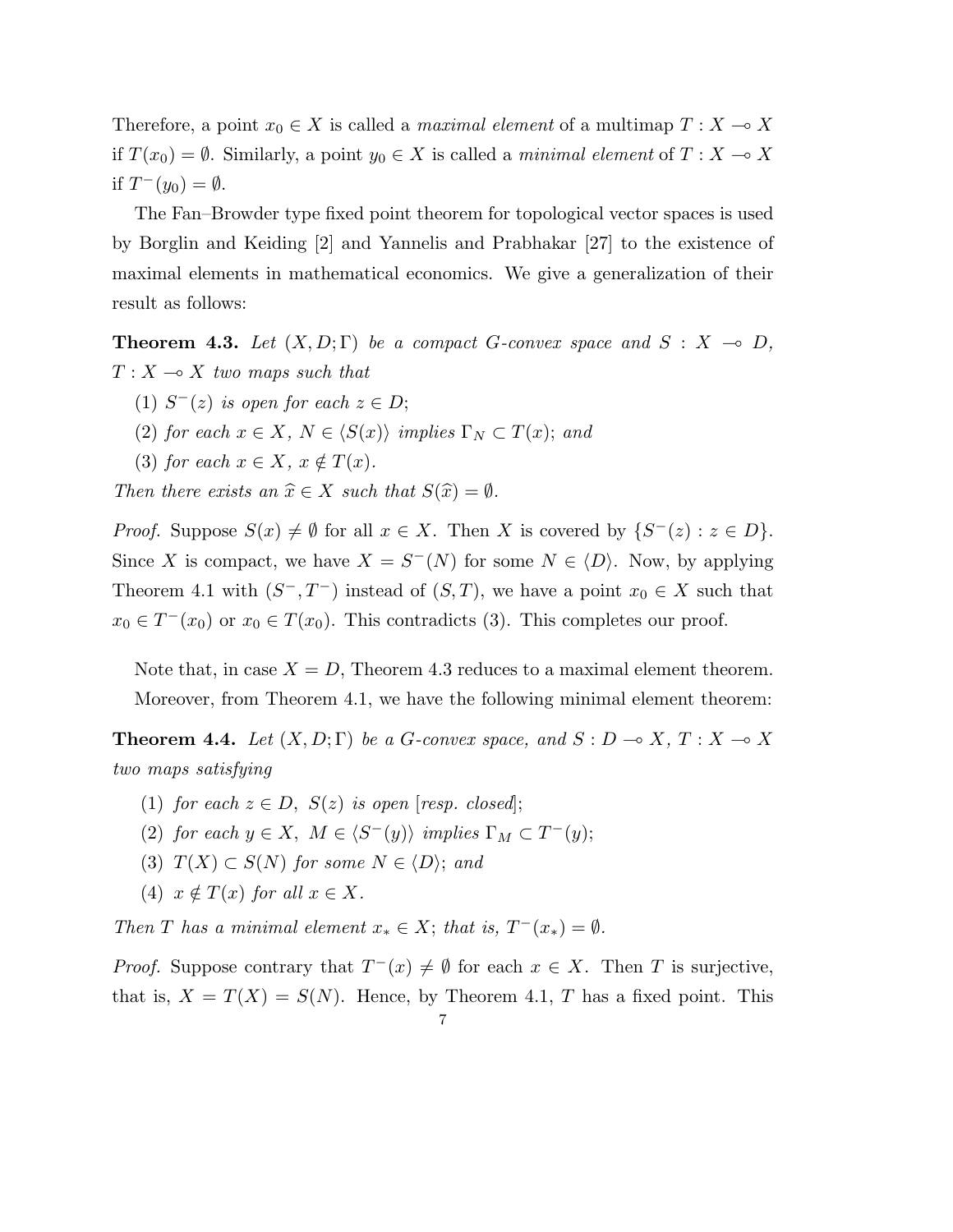Therefore, a point $x_0 \in X$ is called a *maximal element* of a multimap $T : X \multimap X$ if $T(x_0) = \emptyset$. Similarly, a point $y_0 \in X$ is called a *minimal element* of $T : X \multimap X$ if $T^-(y_0) = \emptyset$.

The Fan–Browder type fixed point theorem for topological vector spaces is used by Borglin and Keiding [2] and Yannelis and Prabhakar [27] to the existence of maximal elements in mathematical economics. We give a generalization of their result as follows:

**Theorem 4.3.** *Let $(X, D; \Gamma)$ be a compact G-convex space and $S : X \multimap D$, $T : X \multimap X$ two maps such that*

(1) *$S^-(z)$ is open for each $z \in D$;*

(2) *for each $x \in X$, $N \in \langle S(x) \rangle$ implies $\Gamma_N \subset T(x)$; and*

(3) *for each $x \in X$, $x \notin T(x)$.*

*Then there exists an $\widehat{x} \in X$ such that $S(\widehat{x}) = \emptyset$.*

*Proof.* Suppose $S(x) \neq \emptyset$ for all $x \in X$. Then $X$ is covered by $\{S^-(z) : z \in D\}$. Since $X$ is compact, we have $X = S^-(N)$ for some $N \in \langle D \rangle$. Now, by applying Theorem 4.1 with $(S^-, T^-)$ instead of $(S, T)$, we have a point $x_0 \in X$ such that $x_0 \in T^-(x_0)$ or $x_0 \in T(x_0)$. This contradicts (3). This completes our proof.

Note that, in case $X = D$, Theorem 4.3 reduces to a maximal element theorem.

Moreover, from Theorem 4.1, we have the following minimal element theorem:

**Theorem 4.4.** *Let $(X, D; \Gamma)$ be a G-convex space, and $S : D \multimap X$, $T : X \multimap X$ two maps satisfying*

(1) *for each $z \in D$, $S(z)$ is open [resp. closed];*

(2) *for each $y \in X$, $M \in \langle S^-(y) \rangle$ implies $\Gamma_M \subset T^-(y)$;*

(3) *$T(X) \subset S(N)$ for some $N \in \langle D \rangle$; and*

(4) *$x \notin T(x)$ for all $x \in X$.*

*Then $T$ has a minimal element $x_* \in X$; that is, $T^-(x_*) = \emptyset$.*

*Proof.* Suppose contrary that $T^-(x) \neq \emptyset$ for each $x \in X$. Then $T$ is surjective, that is, $X = T(X) = S(N)$. Hence, by Theorem 4.1, $T$ has a fixed point. This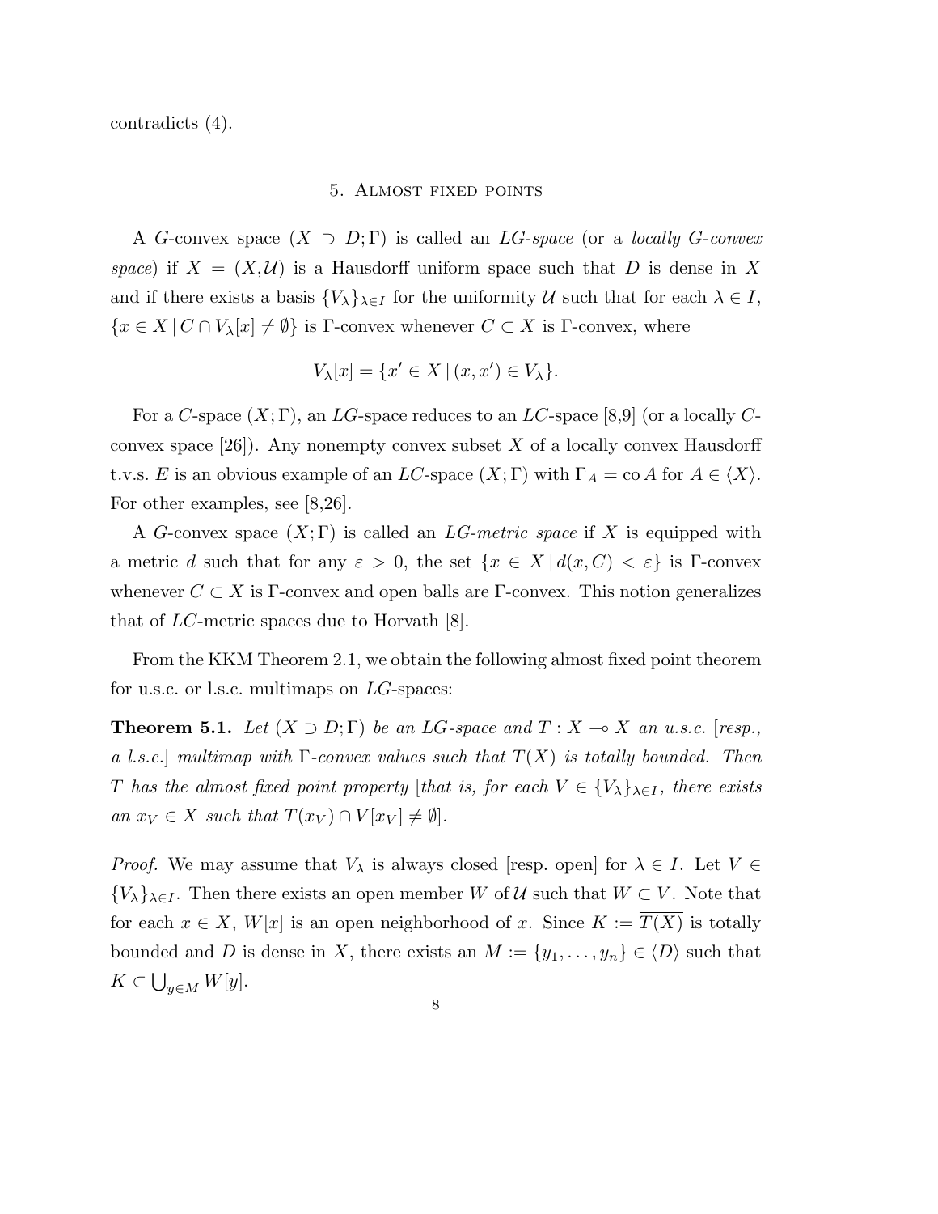contradicts (4).

## 5. Almost fixed points

A $G$-convex space $(X \supset D; \Gamma)$ is called an *LG-space* (or a *locally G-convex space*) if $X = (X, \mathcal{U})$ is a Hausdorff uniform space such that $D$ is dense in $X$ and if there exists a basis $\{V_\lambda\}_{\lambda \in I}$ for the uniformity $\mathcal{U}$ such that for each $\lambda \in I$, $\{x \in X \mid C \cap V_\lambda[x] \neq \emptyset\}$ is $\Gamma$-convex whenever $C \subset X$ is $\Gamma$-convex, where

$$V_\lambda[x] = \{x' \in X \mid (x, x') \in V_\lambda\}.$$

For a $C$-space $(X; \Gamma)$, an $LG$-space reduces to an $LC$-space [8,9] (or a locally $C$-convex space [26]). Any nonempty convex subset $X$ of a locally convex Hausdorff t.v.s. $E$ is an obvious example of an $LC$-space $(X; \Gamma)$ with $\Gamma_A = \operatorname{co} A$ for $A \in \langle X \rangle$. For other examples, see [8,26].

A $G$-convex space $(X; \Gamma)$ is called an *LG-metric space* if $X$ is equipped with a metric $d$ such that for any $\varepsilon > 0$, the set $\{x \in X \mid d(x, C) < \varepsilon\}$ is $\Gamma$-convex whenever $C \subset X$ is $\Gamma$-convex and open balls are $\Gamma$-convex. This notion generalizes that of $LC$-metric spaces due to Horvath [8].

From the KKM Theorem 2.1, we obtain the following almost fixed point theorem for u.s.c. or l.s.c. multimaps on $LG$-spaces:

**Theorem 5.1.** *Let $(X \supset D; \Gamma)$ be an $LG$-space and $T : X \multimap X$ an u.s.c. [resp., a l.s.c.] multimap with $\Gamma$-convex values such that $T(X)$ is totally bounded. Then $T$ has the almost fixed point property [that is, for each $V \in \{V_\lambda\}_{\lambda \in I}$, there exists an $x_V \in X$ such that $T(x_V) \cap V[x_V] \neq \emptyset$].*

*Proof.* We may assume that $V_\lambda$ is always closed [resp. open] for $\lambda \in I$. Let $V \in \{V_\lambda\}_{\lambda \in I}$. Then there exists an open member $W$ of $\mathcal{U}$ such that $W \subset V$. Note that for each $x \in X$, $W[x]$ is an open neighborhood of $x$. Since $K := \overline{T(X)}$ is totally bounded and $D$ is dense in $X$, there exists an $M := \{y_1, \ldots, y_n\} \in \langle D \rangle$ such that $K \subset \bigcup_{y \in M} W[y]$.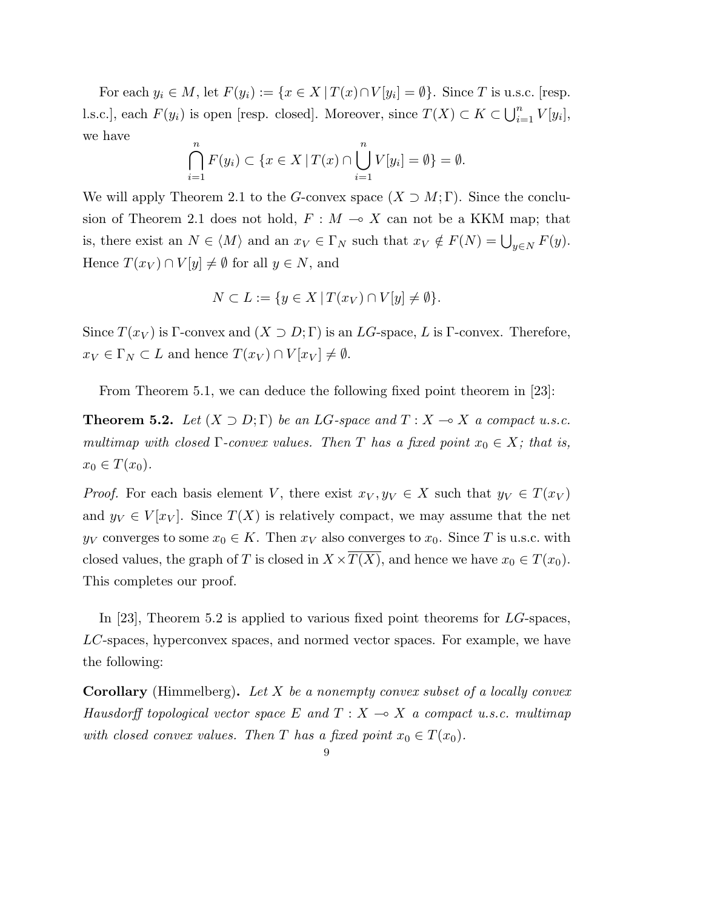For each $y_i \in M$, let $F(y_i) := \{x \in X \,|\, T(x) \cap V[y_i] = \emptyset\}$. Since $T$ is u.s.c. [resp. l.s.c.], each $F(y_i)$ is open [resp. closed]. Moreover, since $T(X) \subset K \subset \bigcup_{i=1}^n V[y_i]$, we have

$$\bigcap_{i=1}^n F(y_i) \subset \{x \in X \,|\, T(x) \cap \bigcup_{i=1}^n V[y_i] = \emptyset\} = \emptyset.$$

We will apply Theorem 2.1 to the $G$-convex space $(X \supset M; \Gamma)$. Since the conclusion of Theorem 2.1 does not hold, $F : M \multimap X$ can not be a KKM map; that is, there exist an $N \in \langle M \rangle$ and an $x_V \in \Gamma_N$ such that $x_V \notin F(N) = \bigcup_{y \in N} F(y)$. Hence $T(x_V) \cap V[y] \neq \emptyset$ for all $y \in N$, and

$$N \subset L := \{y \in X \,|\, T(x_V) \cap V[y] \neq \emptyset\}.$$

Since $T(x_V)$ is $\Gamma$-convex and $(X \supset D; \Gamma)$ is an $LG$-space, $L$ is $\Gamma$-convex. Therefore, $x_V \in \Gamma_N \subset L$ and hence $T(x_V) \cap V[x_V] \neq \emptyset$.

From Theorem 5.1, we can deduce the following fixed point theorem in [23]:

**Theorem 5.2.** *Let $(X \supset D; \Gamma)$ be an $LG$-space and $T : X \multimap X$ a compact u.s.c. multimap with closed $\Gamma$-convex values. Then $T$ has a fixed point $x_0 \in X$; that is, $x_0 \in T(x_0)$.*

*Proof.* For each basis element $V$, there exist $x_V, y_V \in X$ such that $y_V \in T(x_V)$ and $y_V \in V[x_V]$. Since $T(X)$ is relatively compact, we may assume that the net $y_V$ converges to some $x_0 \in K$. Then $x_V$ also converges to $x_0$. Since $T$ is u.s.c. with closed values, the graph of $T$ is closed in $X \times \overline{T(X)}$, and hence we have $x_0 \in T(x_0)$. This completes our proof.

In [23], Theorem 5.2 is applied to various fixed point theorems for $LG$-spaces, $LC$-spaces, hyperconvex spaces, and normed vector spaces. For example, we have the following:

**Corollary** (Himmelberg)**.** *Let $X$ be a nonempty convex subset of a locally convex Hausdorff topological vector space $E$ and $T : X \multimap X$ a compact u.s.c. multimap with closed convex values. Then $T$ has a fixed point $x_0 \in T(x_0)$.*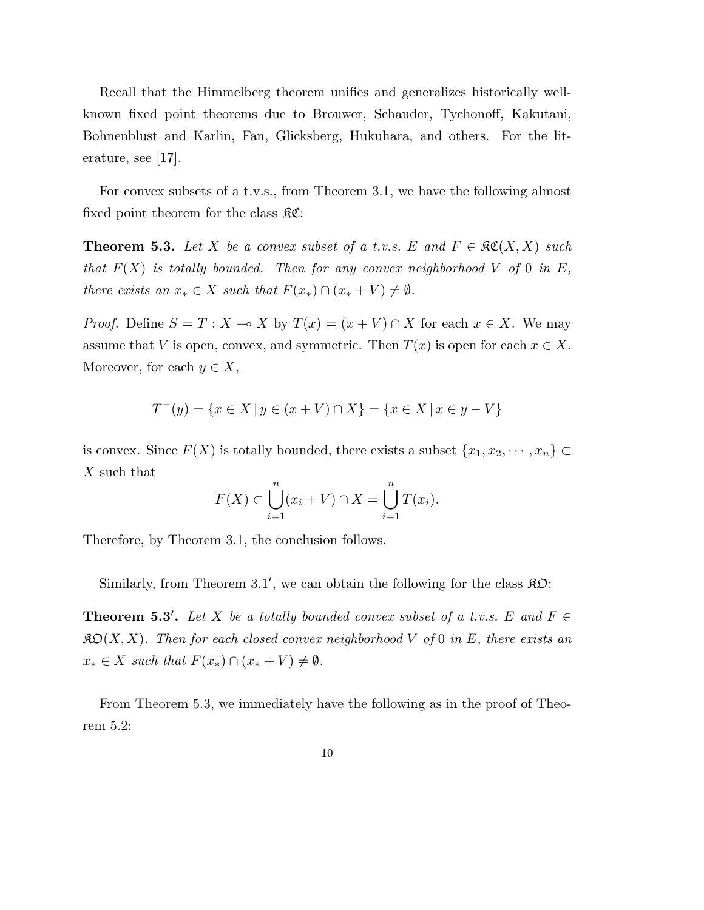Recall that the Himmelberg theorem unifies and generalizes historically well-known fixed point theorems due to Brouwer, Schauder, Tychonoff, Kakutani, Bohnenblust and Karlin, Fan, Glicksberg, Hukuhara, and others. For the literature, see [17].

For convex subsets of a t.v.s., from Theorem 3.1, we have the following almost fixed point theorem for the class $\mathfrak{KC}$:

**Theorem 5.3.** *Let $X$ be a convex subset of a t.v.s. $E$ and $F \in \mathfrak{KC}(X, X)$ such that $F(X)$ is totally bounded. Then for any convex neighborhood $V$ of $0$ in $E$, there exists an $x_* \in X$ such that $F(x_*) \cap (x_* + V) \neq \emptyset$.*

*Proof.* Define $S = T : X \multimap X$ by $T(x) = (x + V) \cap X$ for each $x \in X$. We may assume that $V$ is open, convex, and symmetric. Then $T(x)$ is open for each $x \in X$. Moreover, for each $y \in X$,

$$T^-(y) = \{x \in X \mid y \in (x + V) \cap X\} = \{x \in X \mid x \in y - V\}$$

is convex. Since $F(X)$ is totally bounded, there exists a subset $\{x_1, x_2, \cdots, x_n\} \subset X$ such that

$$\overline{F(X)} \subset \bigcup_{i=1}^{n} (x_i + V) \cap X = \bigcup_{i=1}^{n} T(x_i).$$

Therefore, by Theorem 3.1, the conclusion follows.

Similarly, from Theorem 3.1$'$, we can obtain the following for the class $\mathfrak{KO}$:

**Theorem 5.3$'$.** *Let $X$ be a totally bounded convex subset of a t.v.s. $E$ and $F \in \mathfrak{KO}(X, X)$. Then for each closed convex neighborhood $V$ of $0$ in $E$, there exists an $x_* \in X$ such that $F(x_*) \cap (x_* + V) \neq \emptyset$.*

From Theorem 5.3, we immediately have the following as in the proof of Theorem 5.2: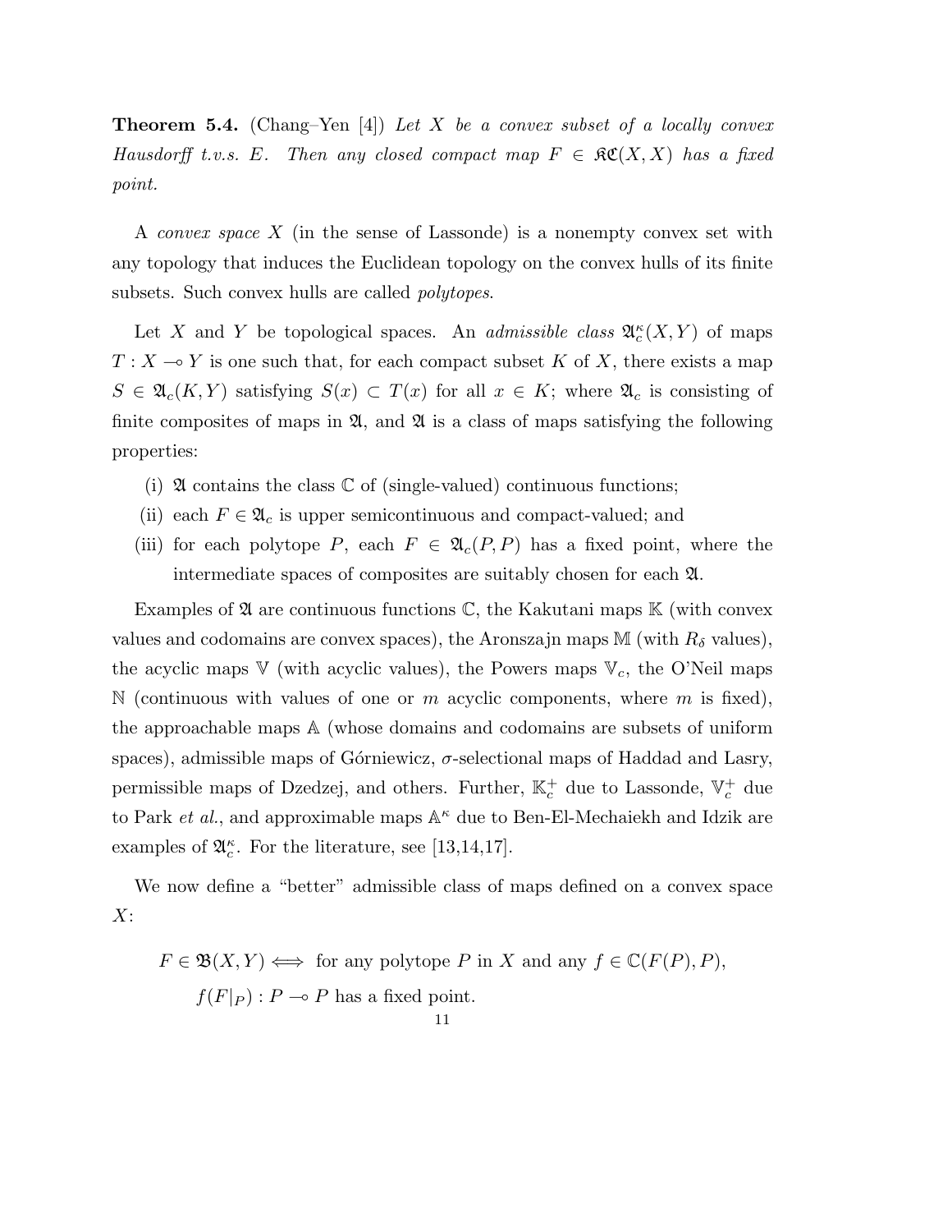**Theorem 5.4.** (Chang–Yen [4]) *Let $X$ be a convex subset of a locally convex Hausdorff t.v.s. $E$. Then any closed compact map $F \in \mathfrak{KC}(X, X)$ has a fixed point.*

A *convex space* $X$ (in the sense of Lassonde) is a nonempty convex set with any topology that induces the Euclidean topology on the convex hulls of its finite subsets. Such convex hulls are called *polytopes*.

Let $X$ and $Y$ be topological spaces. An *admissible class* $\mathfrak{A}_c^\kappa(X, Y)$ of maps $T : X \multimap Y$ is one such that, for each compact subset $K$ of $X$, there exists a map $S \in \mathfrak{A}_c(K, Y)$ satisfying $S(x) \subset T(x)$ for all $x \in K$; where $\mathfrak{A}_c$ is consisting of finite composites of maps in $\mathfrak{A}$, and $\mathfrak{A}$ is a class of maps satisfying the following properties:

- (i) $\mathfrak{A}$ contains the class $\mathbb{C}$ of (single-valued) continuous functions;
- (ii) each $F \in \mathfrak{A}_c$ is upper semicontinuous and compact-valued; and
- (iii) for each polytope $P$, each $F \in \mathfrak{A}_c(P, P)$ has a fixed point, where the intermediate spaces of composites are suitably chosen for each $\mathfrak{A}$.

Examples of $\mathfrak{A}$ are continuous functions $\mathbb{C}$, the Kakutani maps $\mathbb{K}$ (with convex values and codomains are convex spaces), the Aronszajn maps $\mathbb{M}$ (with $R_\delta$ values), the acyclic maps $\mathbb{V}$ (with acyclic values), the Powers maps $\mathbb{V}_c$, the O'Neil maps $\mathbb{N}$ (continuous with values of one or $m$ acyclic components, where $m$ is fixed), the approachable maps $\mathbb{A}$ (whose domains and codomains are subsets of uniform spaces), admissible maps of Górniewicz, $\sigma$-selectional maps of Haddad and Lasry, permissible maps of Dzedzej, and others. Further, $\mathbb{K}_c^+$ due to Lassonde, $\mathbb{V}_c^+$ due to Park *et al.*, and approximable maps $\mathbb{A}^\kappa$ due to Ben-El-Mechaiekh and Idzik are examples of $\mathfrak{A}_c^\kappa$. For the literature, see [13,14,17].

We now define a "better" admissible class of maps defined on a convex space $X$:

$$F \in \mathfrak{B}(X, Y) \iff \text{for any polytope } P \text{ in } X \text{ and any } f \in \mathbb{C}(F(P), P),$$
$$f(F|_P) : P \multimap P \text{ has a fixed point.}$$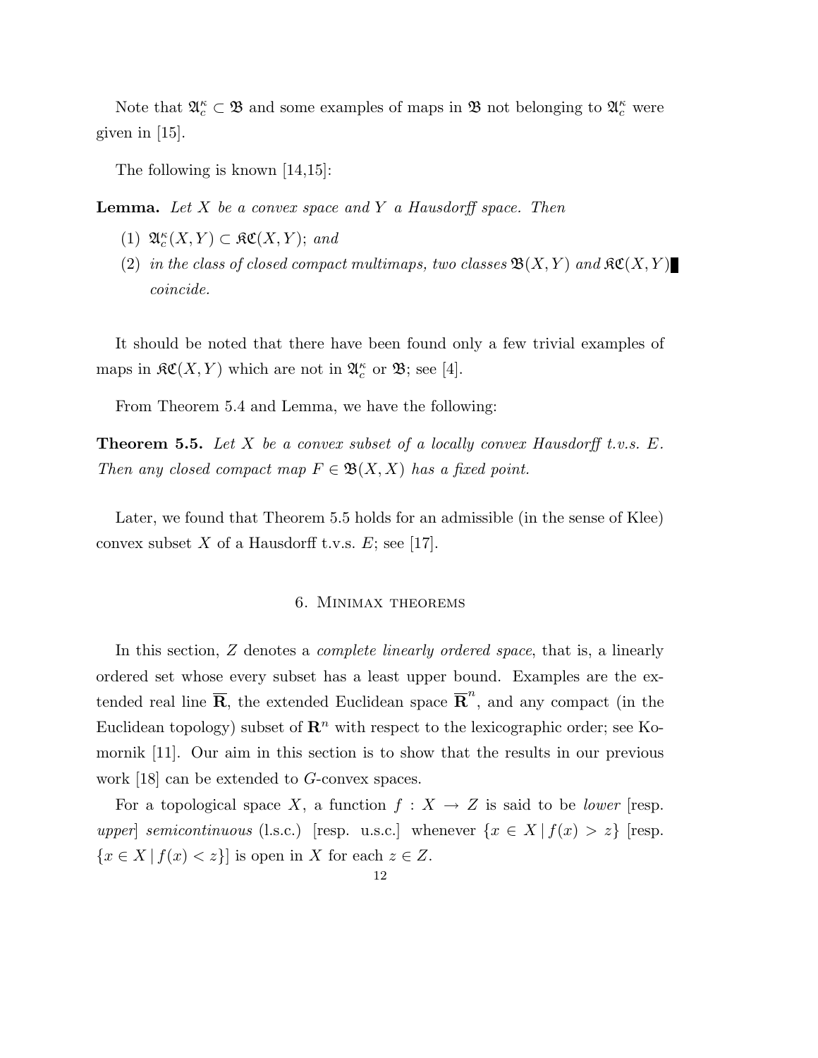Note that $\mathfrak{A}_c^\kappa \subset \mathfrak{B}$ and some examples of maps in $\mathfrak{B}$ not belonging to $\mathfrak{A}_c^\kappa$ were given in [15].

The following is known [14,15]:

**Lemma.** *Let $X$ be a convex space and $Y$ a Hausdorff space. Then*

1. $\mathfrak{A}_c^\kappa(X,Y) \subset \mathfrak{KC}(X,Y)$; *and*
2. *in the class of closed compact multimaps, two classes $\mathfrak{B}(X,Y)$ and $\mathfrak{KC}(X,Y)$ coincide.* ∎

It should be noted that there have been found only a few trivial examples of maps in $\mathfrak{KC}(X,Y)$ which are not in $\mathfrak{A}_c^\kappa$ or $\mathfrak{B}$; see [4].

From Theorem 5.4 and Lemma, we have the following:

**Theorem 5.5.** *Let $X$ be a convex subset of a locally convex Hausdorff t.v.s. $E$. Then any closed compact map $F \in \mathfrak{B}(X,X)$ has a fixed point.*

Later, we found that Theorem 5.5 holds for an admissible (in the sense of Klee) convex subset $X$ of a Hausdorff t.v.s. $E$; see [17].

## 6. Minimax theorems

In this section, $Z$ denotes a *complete linearly ordered space*, that is, a linearly ordered set whose every subset has a least upper bound. Examples are the extended real line $\overline{\mathbf{R}}$, the extended Euclidean space $\overline{\mathbf{R}}^n$, and any compact (in the Euclidean topology) subset of $\mathbf{R}^n$ with respect to the lexicographic order; see Komornik [11]. Our aim in this section is to show that the results in our previous work [18] can be extended to $G$-convex spaces.

For a topological space $X$, a function $f : X \to Z$ is said to be *lower* [resp. *upper*] *semicontinuous* (l.s.c.) [resp. u.s.c.] whenever $\{x \in X \mid f(x) > z\}$ [resp. $\{x \in X \mid f(x) < z\}$] is open in $X$ for each $z \in Z$.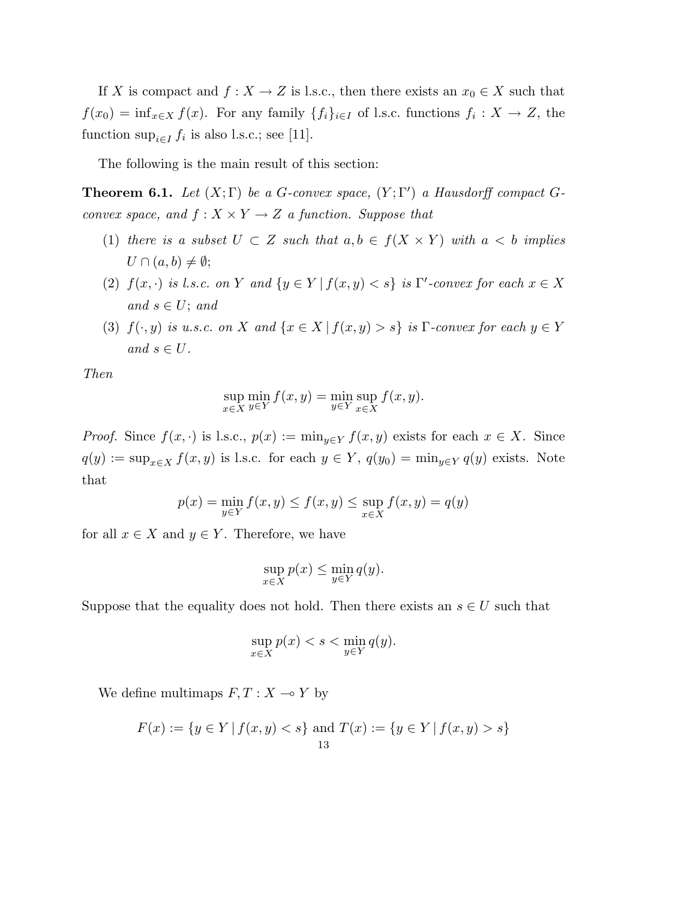If $X$ is compact and $f : X \to Z$ is l.s.c., then there exists an $x_0 \in X$ such that $f(x_0) = \inf_{x \in X} f(x)$. For any family $\{f_i\}_{i \in I}$ of l.s.c. functions $f_i : X \to Z$, the function $\sup_{i \in I} f_i$ is also l.s.c.; see [11].

The following is the main result of this section:

**Theorem 6.1.** *Let $(X; \Gamma)$ be a G-convex space, $(Y; \Gamma')$ a Hausdorff compact G-convex space, and $f : X \times Y \to Z$ a function. Suppose that*

1. *there is a subset $U \subset Z$ such that $a, b \in f(X \times Y)$ with $a < b$ implies $U \cap (a, b) \neq \emptyset$;*
2. *$f(x, \cdot)$ is l.s.c. on $Y$ and $\{y \in Y \mid f(x, y) < s\}$ is $\Gamma'$-convex for each $x \in X$ and $s \in U$; and*
3. *$f(\cdot, y)$ is u.s.c. on $X$ and $\{x \in X \mid f(x, y) > s\}$ is $\Gamma$-convex for each $y \in Y$ and $s \in U$.*

*Then*

$$\sup_{x \in X} \min_{y \in Y} f(x, y) = \min_{y \in Y} \sup_{x \in X} f(x, y).$$

*Proof.* Since $f(x, \cdot)$ is l.s.c., $p(x) := \min_{y \in Y} f(x, y)$ exists for each $x \in X$. Since $q(y) := \sup_{x \in X} f(x, y)$ is l.s.c. for each $y \in Y$, $q(y_0) = \min_{y \in Y} q(y)$ exists. Note that

$$p(x) = \min_{y \in Y} f(x, y) \leq f(x, y) \leq \sup_{x \in X} f(x, y) = q(y)$$

for all $x \in X$ and $y \in Y$. Therefore, we have

$$\sup_{x \in X} p(x) \leq \min_{y \in Y} q(y).$$

Suppose that the equality does not hold. Then there exists an $s \in U$ such that

$$\sup_{x \in X} p(x) < s < \min_{y \in Y} q(y).$$

We define multimaps $F, T : X \multimap Y$ by

$$F(x) := \{y \in Y \mid f(x, y) < s\} \text{ and } T(x) := \{y \in Y \mid f(x, y) > s\}$$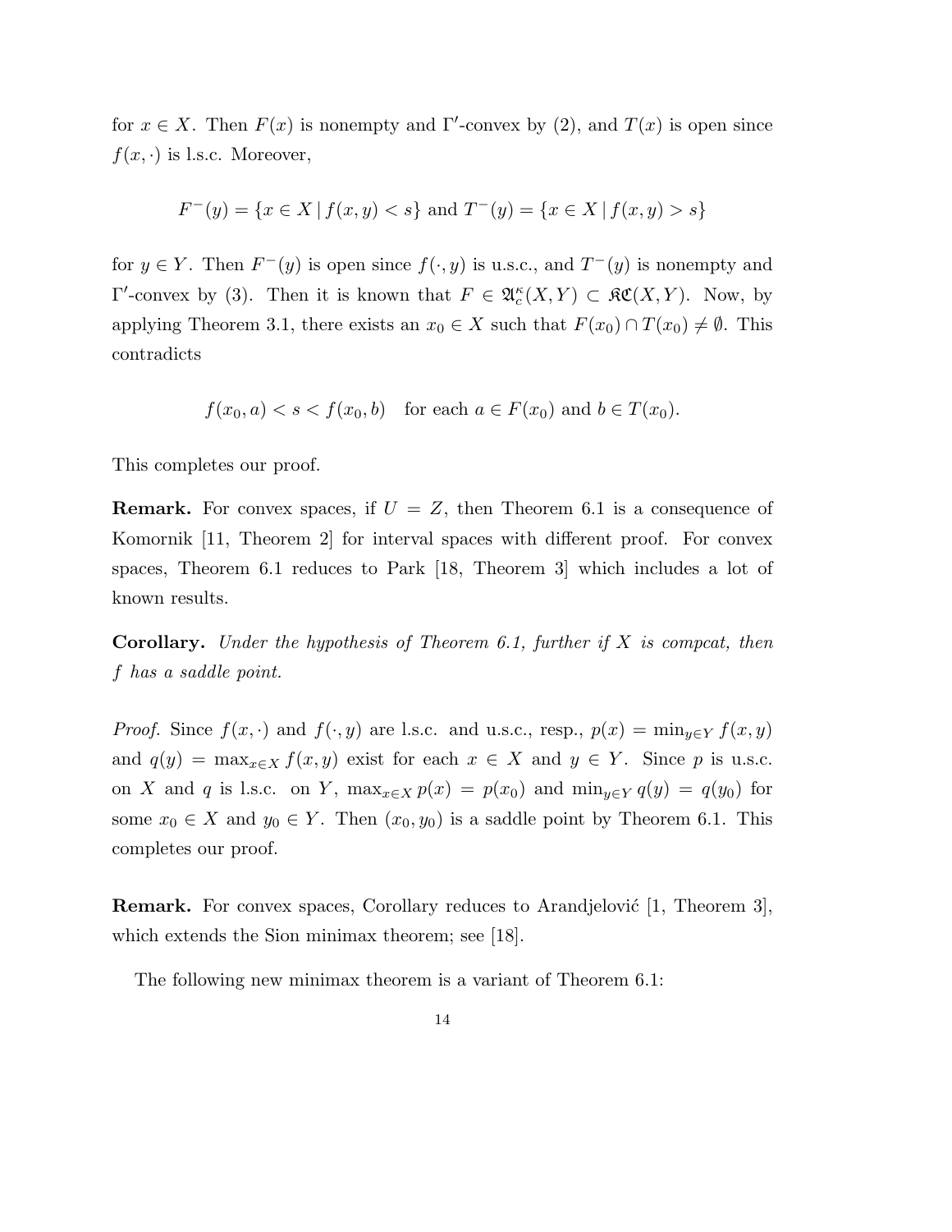for $x \in X$. Then $F(x)$ is nonempty and $\Gamma'$-convex by (2), and $T(x)$ is open since $f(x, \cdot)$ is l.s.c. Moreover,

$$F^{-}(y) = \{x \in X \mid f(x,y) < s\} \text{ and } T^{-}(y) = \{x \in X \mid f(x,y) > s\}$$

for $y \in Y$. Then $F^{-}(y)$ is open since $f(\cdot, y)$ is u.s.c., and $T^{-}(y)$ is nonempty and $\Gamma'$-convex by (3). Then it is known that $F \in \mathfrak{A}_c^{\kappa}(X,Y) \subset \mathfrak{KC}(X,Y)$. Now, by applying Theorem 3.1, there exists an $x_0 \in X$ such that $F(x_0) \cap T(x_0) \neq \emptyset$. This contradicts

$$f(x_0, a) < s < f(x_0, b) \quad \text{for each } a \in F(x_0) \text{ and } b \in T(x_0).$$

This completes our proof.

**Remark.** For convex spaces, if $U = Z$, then Theorem 6.1 is a consequence of Komornik [11, Theorem 2] for interval spaces with different proof. For convex spaces, Theorem 6.1 reduces to Park [18, Theorem 3] which includes a lot of known results.

**Corollary.** *Under the hypothesis of Theorem 6.1, further if $X$ is compcat, then $f$ has a saddle point.*

*Proof.* Since $f(x, \cdot)$ and $f(\cdot, y)$ are l.s.c. and u.s.c., resp., $p(x) = \min_{y \in Y} f(x,y)$ and $q(y) = \max_{x \in X} f(x,y)$ exist for each $x \in X$ and $y \in Y$. Since $p$ is u.s.c. on $X$ and $q$ is l.s.c. on $Y$, $\max_{x \in X} p(x) = p(x_0)$ and $\min_{y \in Y} q(y) = q(y_0)$ for some $x_0 \in X$ and $y_0 \in Y$. Then $(x_0, y_0)$ is a saddle point by Theorem 6.1. This completes our proof.

**Remark.** For convex spaces, Corollary reduces to Arandjelović [1, Theorem 3], which extends the Sion minimax theorem; see [18].

The following new minimax theorem is a variant of Theorem 6.1: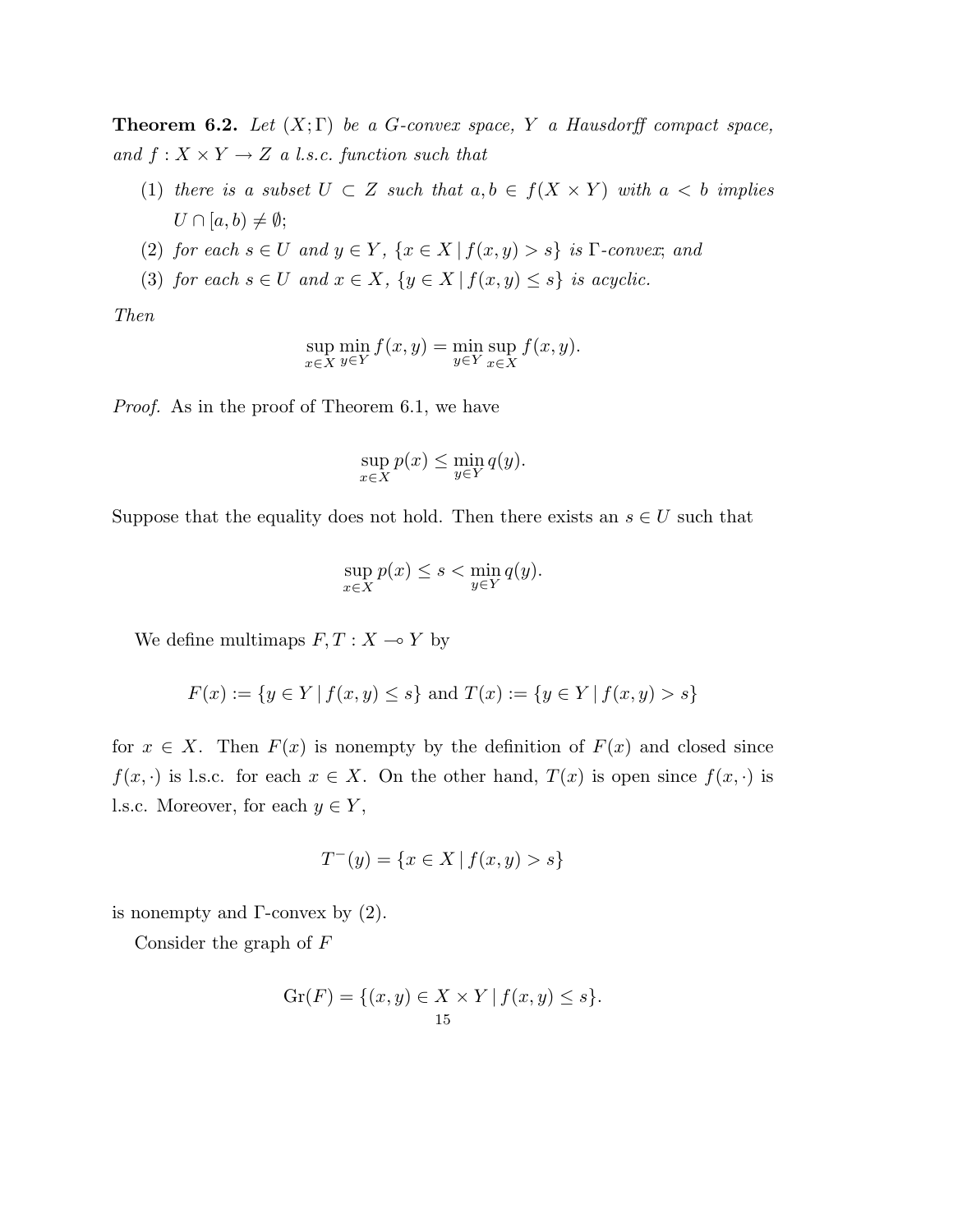**Theorem 6.2.** *Let $(X;\Gamma)$ be a G-convex space, $Y$ a Hausdorff compact space, and $f : X \times Y \to Z$ a l.s.c. function such that*

(1) *there is a subset $U \subset Z$ such that $a, b \in f(X \times Y)$ with $a < b$ implies $U \cap [a, b) \neq \emptyset$;*

(2) *for each $s \in U$ and $y \in Y$, $\{x \in X \mid f(x, y) > s\}$ is $\Gamma$-convex; and*

(3) *for each $s \in U$ and $x \in X$, $\{y \in X \mid f(x, y) \leq s\}$ is acyclic.*

*Then*

$$\sup_{x \in X} \min_{y \in Y} f(x, y) = \min_{y \in Y} \sup_{x \in X} f(x, y).$$

*Proof.* As in the proof of Theorem 6.1, we have

$$\sup_{x \in X} p(x) \leq \min_{y \in Y} q(y).$$

Suppose that the equality does not hold. Then there exists an $s \in U$ such that

$$\sup_{x \in X} p(x) \leq s < \min_{y \in Y} q(y).$$

We define multimaps $F, T : X \multimap Y$ by

$$F(x) := \{y \in Y \mid f(x, y) \leq s\} \text{ and } T(x) := \{y \in Y \mid f(x, y) > s\}$$

for $x \in X$. Then $F(x)$ is nonempty by the definition of $F(x)$ and closed since $f(x, \cdot)$ is l.s.c. for each $x \in X$. On the other hand, $T(x)$ is open since $f(x, \cdot)$ is l.s.c. Moreover, for each $y \in Y$,

$$T^{-}(y) = \{x \in X \mid f(x, y) > s\}$$

is nonempty and $\Gamma$-convex by (2).

Consider the graph of $F$

$$\mathrm{Gr}(F) = \{(x, y) \in X \times Y \mid f(x, y) \leq s\}.$$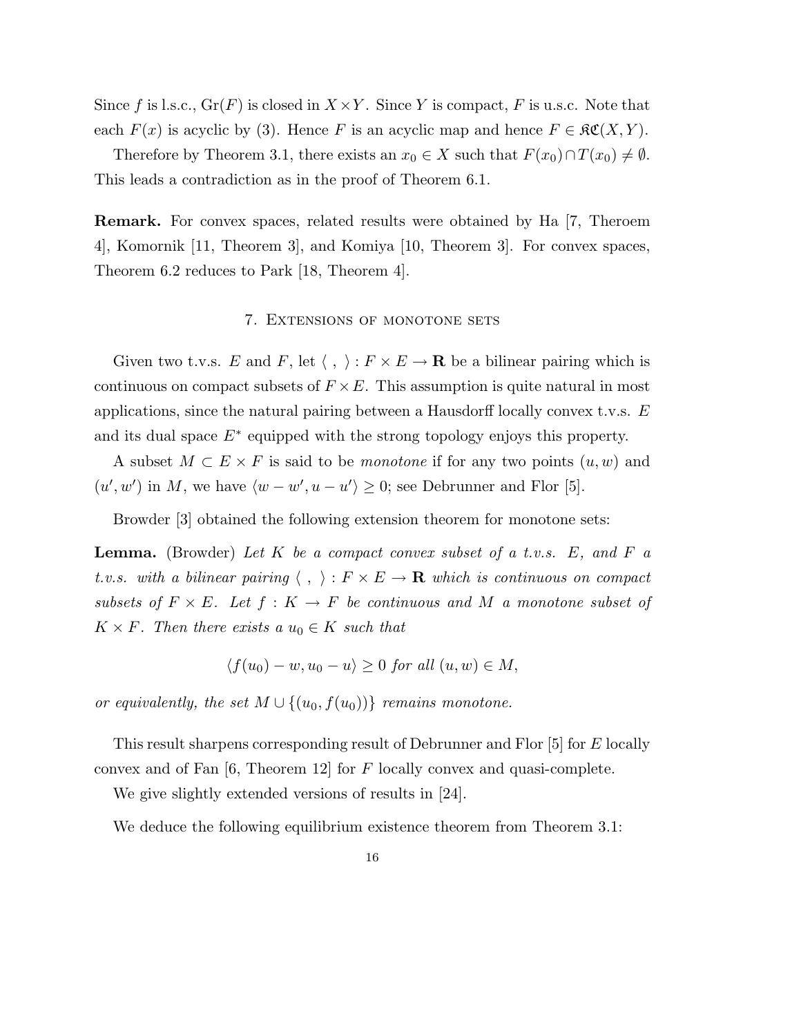Since $f$ is l.s.c., $\mathrm{Gr}(F)$ is closed in $X \times Y$. Since $Y$ is compact, $F$ is u.s.c. Note that each $F(x)$ is acyclic by (3). Hence $F$ is an acyclic map and hence $F \in \mathfrak{KC}(X, Y)$.

Therefore by Theorem 3.1, there exists an $x_0 \in X$ such that $F(x_0) \cap T(x_0) \neq \emptyset$. This leads a contradiction as in the proof of Theorem 6.1.

**Remark.** For convex spaces, related results were obtained by Ha [7, Theroem 4], Komornik [11, Theorem 3], and Komiya [10, Theorem 3]. For convex spaces, Theorem 6.2 reduces to Park [18, Theorem 4].

## 7. Extensions of monotone sets

Given two t.v.s. $E$ and $F$, let $\langle \ , \ \rangle : F \times E \to \mathbf{R}$ be a bilinear pairing which is continuous on compact subsets of $F \times E$. This assumption is quite natural in most applications, since the natural pairing between a Hausdorff locally convex t.v.s. $E$ and its dual space $E^*$ equipped with the strong topology enjoys this property.

A subset $M \subset E \times F$ is said to be *monotone* if for any two points $(u, w)$ and $(u', w')$ in $M$, we have $\langle w - w', u - u' \rangle \geq 0$; see Debrunner and Flor [5].

Browder [3] obtained the following extension theorem for monotone sets:

**Lemma.** (Browder) *Let $K$ be a compact convex subset of a t.v.s. $E$, and $F$ a t.v.s. with a bilinear pairing $\langle \ , \ \rangle : F \times E \to \mathbf{R}$ which is continuous on compact subsets of $F \times E$. Let $f : K \to F$ be continuous and $M$ a monotone subset of $K \times F$. Then there exists a $u_0 \in K$ such that*

$$\langle f(u_0) - w, u_0 - u \rangle \geq 0 \textit{ for all } (u, w) \in M,$$

*or equivalently, the set $M \cup \{(u_0, f(u_0))\}$ remains monotone.*

This result sharpens corresponding result of Debrunner and Flor [5] for $E$ locally convex and of Fan [6, Theorem 12] for $F$ locally convex and quasi-complete.

We give slightly extended versions of results in [24].

We deduce the following equilibrium existence theorem from Theorem 3.1: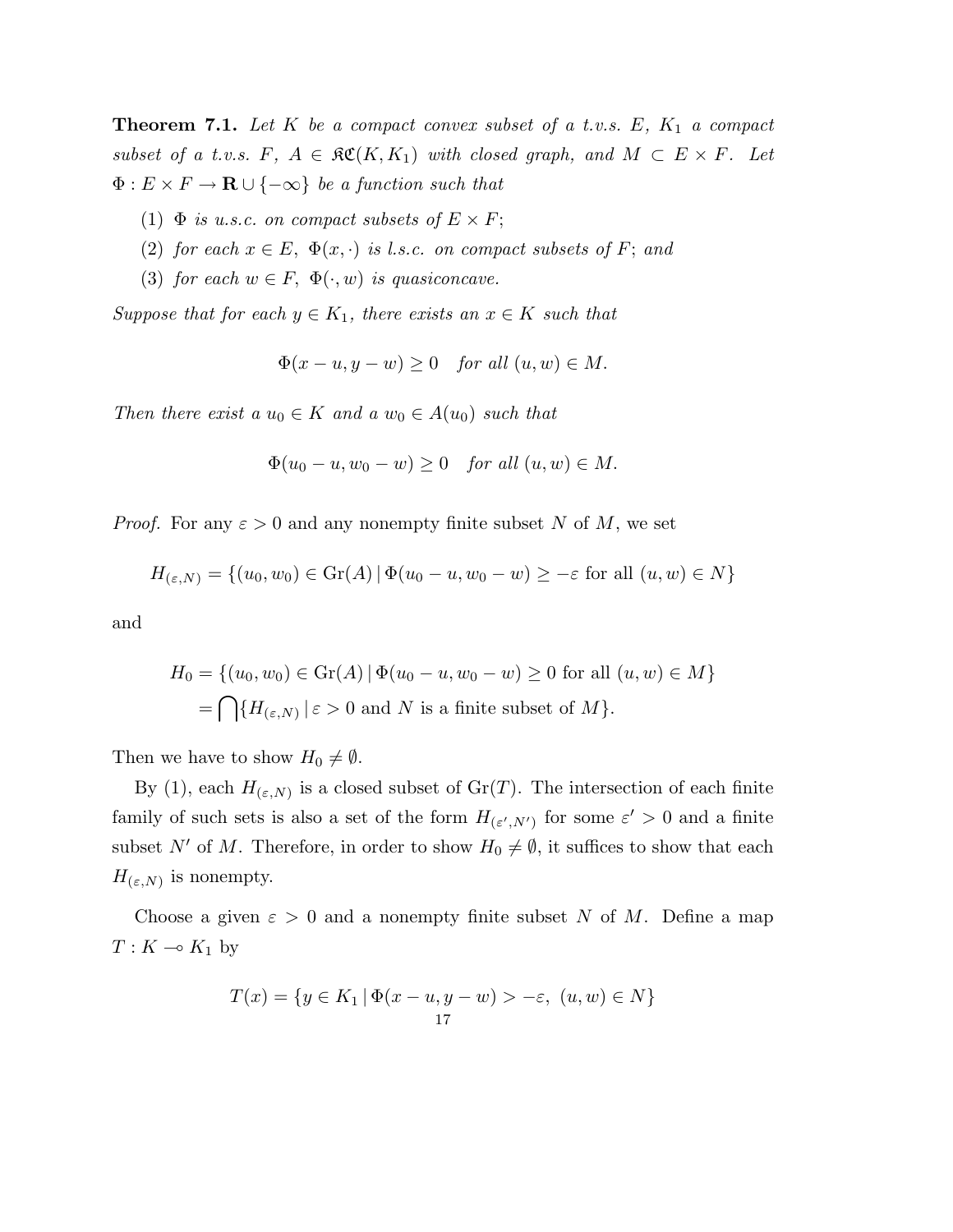**Theorem 7.1.** *Let $K$ be a compact convex subset of a t.v.s. $E$, $K_1$ a compact subset of a t.v.s. $F$, $A \in \mathfrak{KC}(K, K_1)$ with closed graph, and $M \subset E \times F$. Let $\Phi : E \times F \to \mathbf{R} \cup \{-\infty\}$ be a function such that*

1. *$\Phi$ is u.s.c. on compact subsets of $E \times F$;*
2. *for each $x \in E$, $\Phi(x, \cdot)$ is l.s.c. on compact subsets of $F$; and*
3. *for each $w \in F$, $\Phi(\cdot, w)$ is quasiconcave.*

*Suppose that for each $y \in K_1$, there exists an $x \in K$ such that*

$$\Phi(x - u, y - w) \geq 0 \quad \text{for all } (u, w) \in M.$$

*Then there exist a $u_0 \in K$ and a $w_0 \in A(u_0)$ such that*

$$\Phi(u_0 - u, w_0 - w) \geq 0 \quad \text{for all } (u, w) \in M.$$

*Proof.* For any $\varepsilon > 0$ and any nonempty finite subset $N$ of $M$, we set

$$H_{(\varepsilon,N)} = \{(u_0, w_0) \in \mathrm{Gr}(A) \mid \Phi(u_0 - u, w_0 - w) \geq -\varepsilon \text{ for all } (u, w) \in N\}$$

and

$$\begin{aligned} H_0 &= \{(u_0, w_0) \in \mathrm{Gr}(A) \mid \Phi(u_0 - u, w_0 - w) \geq 0 \text{ for all } (u, w) \in M\} \\ &= \bigcap \{H_{(\varepsilon,N)} \mid \varepsilon > 0 \text{ and } N \text{ is a finite subset of } M\}. \end{aligned}$$

Then we have to show $H_0 \neq \emptyset$.

By (1), each $H_{(\varepsilon,N)}$ is a closed subset of $\mathrm{Gr}(T)$. The intersection of each finite family of such sets is also a set of the form $H_{(\varepsilon',N')}$ for some $\varepsilon' > 0$ and a finite subset $N'$ of $M$. Therefore, in order to show $H_0 \neq \emptyset$, it suffices to show that each $H_{(\varepsilon,N)}$ is nonempty.

Choose a given $\varepsilon > 0$ and a nonempty finite subset $N$ of $M$. Define a map $T : K \multimap K_1$ by

$$T(x) = \{y \in K_1 \mid \Phi(x - u, y - w) > -\varepsilon, \ (u, w) \in N\}$$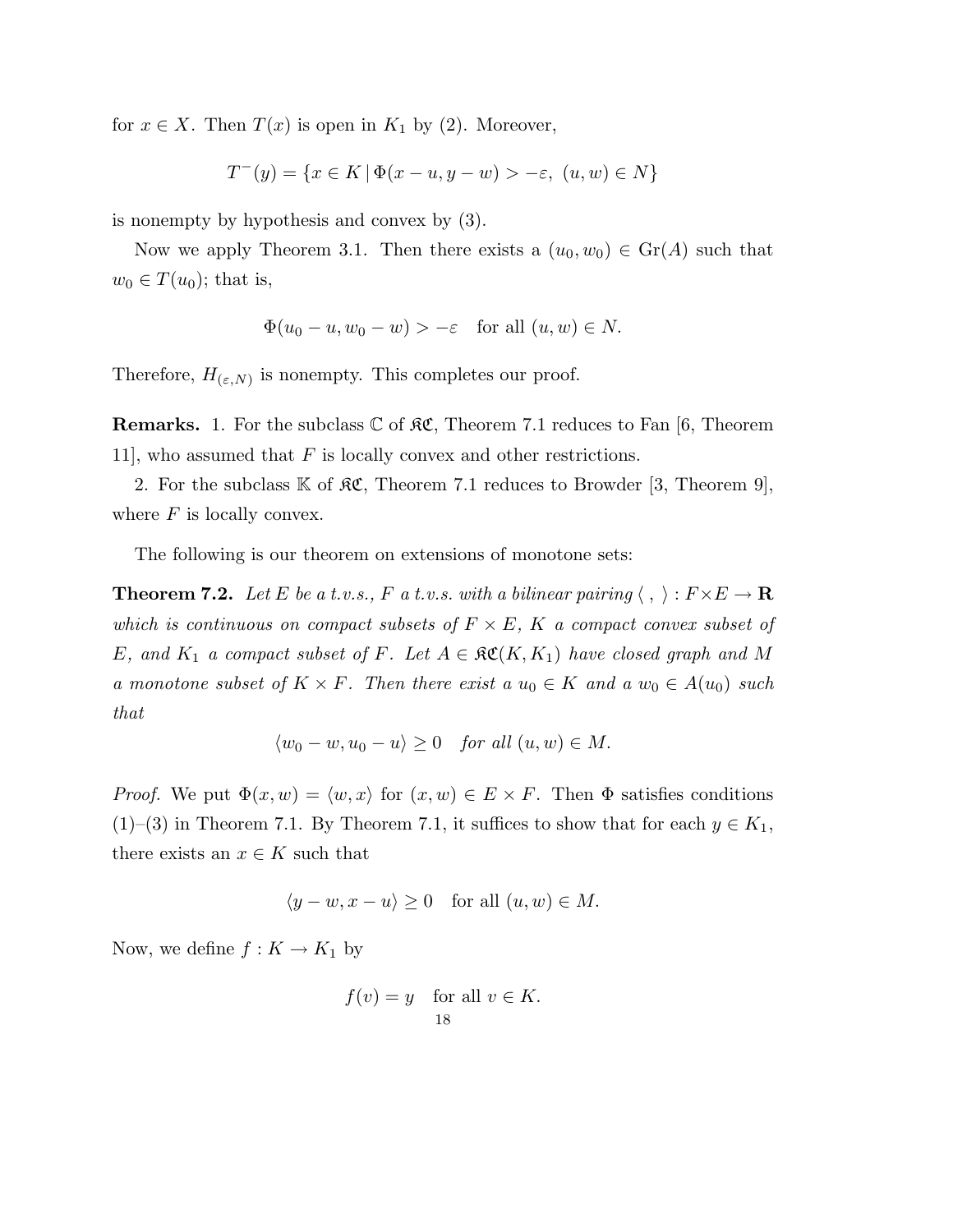for $x \in X$. Then $T(x)$ is open in $K_1$ by (2). Moreover,

$$T^{-}(y) = \{x \in K \mid \Phi(x-u, y-w) > -\varepsilon,\ (u,w) \in N\}$$

is nonempty by hypothesis and convex by (3).

Now we apply Theorem 3.1. Then there exists a $(u_0, w_0) \in \mathrm{Gr}(A)$ such that $w_0 \in T(u_0)$; that is,

$$\Phi(u_0 - u, w_0 - w) > -\varepsilon \quad \text{for all } (u,w) \in N.$$

Therefore, $H_{(\varepsilon,N)}$ is nonempty. This completes our proof.

**Remarks.** 1. For the subclass $\mathbb{C}$ of $\mathfrak{KC}$, Theorem 7.1 reduces to Fan [6, Theorem 11], who assumed that $F$ is locally convex and other restrictions.

2. For the subclass $\mathbb{K}$ of $\mathfrak{KC}$, Theorem 7.1 reduces to Browder [3, Theorem 9], where $F$ is locally convex.

The following is our theorem on extensions of monotone sets:

**Theorem 7.2.** *Let $E$ be a t.v.s., $F$ a t.v.s. with a bilinear pairing $\langle\ ,\ \rangle : F \times E \to \mathbf{R}$ which is continuous on compact subsets of $F \times E$, $K$ a compact convex subset of $E$, and $K_1$ a compact subset of $F$. Let $A \in \mathfrak{KC}(K, K_1)$ have closed graph and $M$ a monotone subset of $K \times F$. Then there exist a $u_0 \in K$ and a $w_0 \in A(u_0)$ such that*

$$\langle w_0 - w, u_0 - u \rangle \geq 0 \quad \textit{for all } (u,w) \in M.$$

*Proof.* We put $\Phi(x, w) = \langle w, x \rangle$ for $(x, w) \in E \times F$. Then $\Phi$ satisfies conditions (1)–(3) in Theorem 7.1. By Theorem 7.1, it suffices to show that for each $y \in K_1$, there exists an $x \in K$ such that

$$\langle y - w, x - u \rangle \geq 0 \quad \text{for all } (u,w) \in M.$$

Now, we define $f : K \to K_1$ by

$$f(v) = y \quad \text{for all } v \in K.$$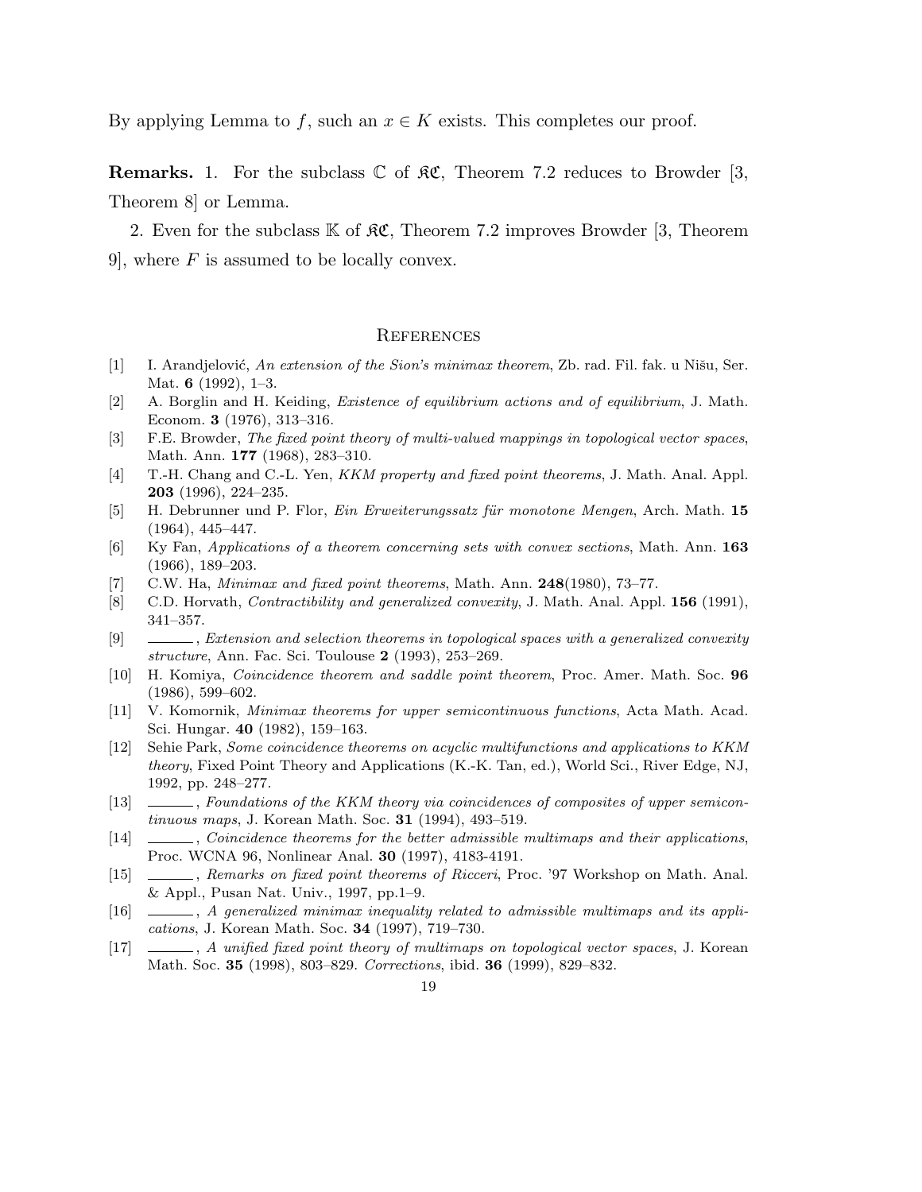By applying Lemma to $f$, such an $x \in K$ exists. This completes our proof.

**Remarks.** 1. For the subclass $\mathbb{C}$ of $\mathfrak{KC}$, Theorem 7.2 reduces to Browder [3, Theorem 8] or Lemma.

2. Even for the subclass $\mathbb{K}$ of $\mathfrak{KC}$, Theorem 7.2 improves Browder [3, Theorem 9], where $F$ is assumed to be locally convex.

## References

[1] I. Arandjelović, *An extension of the Sion's minimax theorem*, Zb. rad. Fil. fak. u Nišu, Ser. Mat. **6** (1992), 1–3.

[2] A. Borglin and H. Keiding, *Existence of equilibrium actions and of equilibrium*, J. Math. Econom. **3** (1976), 313–316.

[3] F.E. Browder, *The fixed point theory of multi-valued mappings in topological vector spaces*, Math. Ann. **177** (1968), 283–310.

[4] T.-H. Chang and C.-L. Yen, *KKM property and fixed point theorems*, J. Math. Anal. Appl. **203** (1996), 224–235.

[5] H. Debrunner und P. Flor, *Ein Erweiterungssatz für monotone Mengen*, Arch. Math. **15** (1964), 445–447.

[6] Ky Fan, *Applications of a theorem concerning sets with convex sections*, Math. Ann. **163** (1966), 189–203.

[7] C.W. Ha, *Minimax and fixed point theorems*, Math. Ann. **248**(1980), 73–77.

[8] C.D. Horvath, *Contractibility and generalized convexity*, J. Math. Anal. Appl. **156** (1991), 341–357.

[9] ______, *Extension and selection theorems in topological spaces with a generalized convexity structure*, Ann. Fac. Sci. Toulouse **2** (1993), 253–269.

[10] H. Komiya, *Coincidence theorem and saddle point theorem*, Proc. Amer. Math. Soc. **96** (1986), 599–602.

[11] V. Komornik, *Minimax theorems for upper semicontinuous functions*, Acta Math. Acad. Sci. Hungar. **40** (1982), 159–163.

[12] Sehie Park, *Some coincidence theorems on acyclic multifunctions and applications to KKM theory*, Fixed Point Theory and Applications (K.-K. Tan, ed.), World Sci., River Edge, NJ, 1992, pp. 248–277.

[13] ______, *Foundations of the KKM theory via coincidences of composites of upper semicontinuous maps*, J. Korean Math. Soc. **31** (1994), 493–519.

[14] ______, *Coincidence theorems for the better admissible multimaps and their applications*, Proc. WCNA 96, Nonlinear Anal. **30** (1997), 4183-4191.

[15] ______, *Remarks on fixed point theorems of Ricceri*, Proc. '97 Workshop on Math. Anal. & Appl., Pusan Nat. Univ., 1997, pp.1–9.

[16] ______, *A generalized minimax inequality related to admissible multimaps and its applications*, J. Korean Math. Soc. **34** (1997), 719–730.

[17] ______, *A unified fixed point theory of multimaps on topological vector spaces*, J. Korean Math. Soc. **35** (1998), 803–829. *Corrections*, ibid. **36** (1999), 829–832.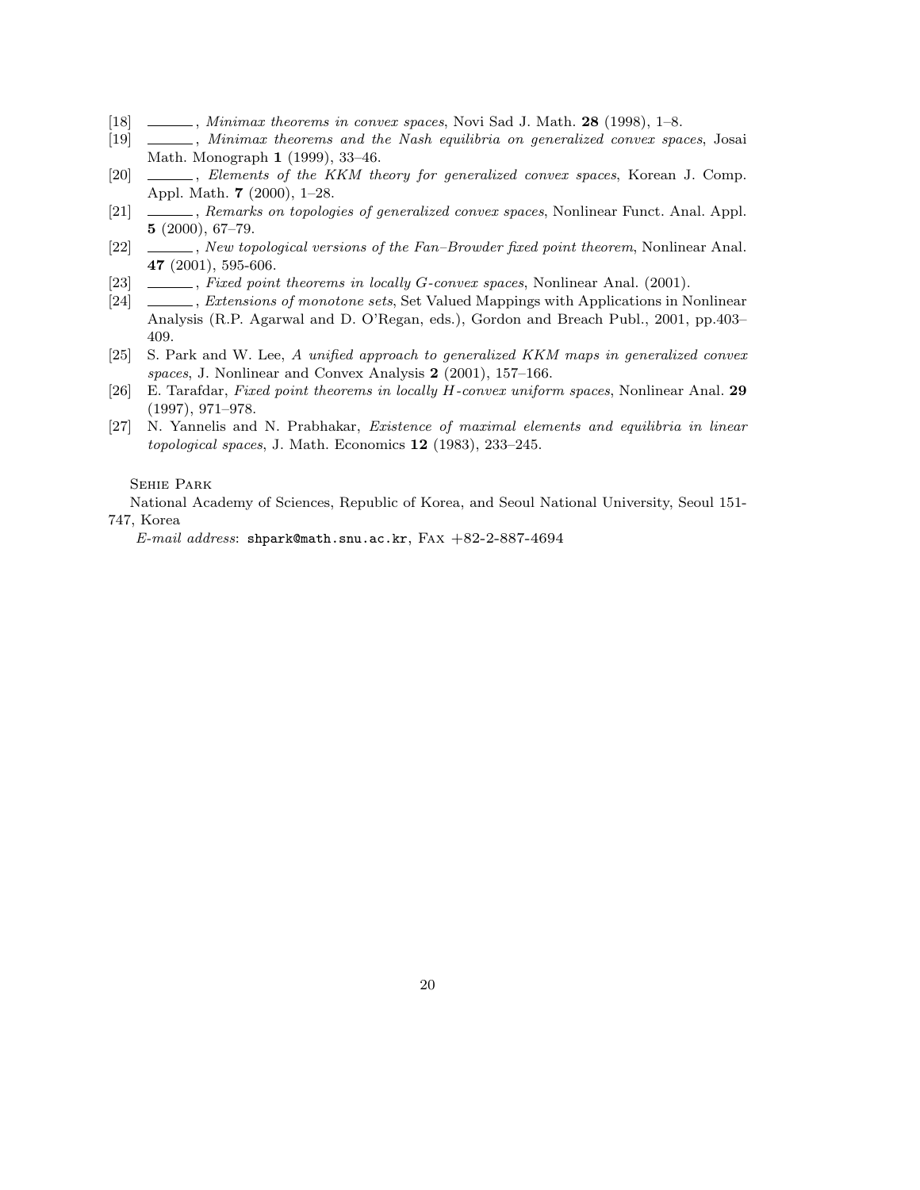[18] ——, *Minimax theorems in convex spaces*, Novi Sad J. Math. **28** (1998), 1–8.

[19] ——, *Minimax theorems and the Nash equilibria on generalized convex spaces*, Josai Math. Monograph **1** (1999), 33–46.

[20] ——, *Elements of the KKM theory for generalized convex spaces*, Korean J. Comp. Appl. Math. **7** (2000), 1–28.

[21] ——, *Remarks on topologies of generalized convex spaces*, Nonlinear Funct. Anal. Appl. **5** (2000), 67–79.

[22] ——, *New topological versions of the Fan–Browder fixed point theorem*, Nonlinear Anal. **47** (2001), 595-606.

[23] ——, *Fixed point theorems in locally $G$-convex spaces*, Nonlinear Anal. (2001).

[24] ——, *Extensions of monotone sets*, Set Valued Mappings with Applications in Nonlinear Analysis (R.P. Agarwal and D. O'Regan, eds.), Gordon and Breach Publ., 2001, pp.403–409.

[25] S. Park and W. Lee, *A unified approach to generalized KKM maps in generalized convex spaces*, J. Nonlinear and Convex Analysis **2** (2001), 157–166.

[26] E. Tarafdar, *Fixed point theorems in locally $H$-convex uniform spaces*, Nonlinear Anal. **29** (1997), 971–978.

[27] N. Yannelis and N. Prabhakar, *Existence of maximal elements and equilibria in linear topological spaces*, J. Math. Economics **12** (1983), 233–245.

Sehie Park

National Academy of Sciences, Republic of Korea, and Seoul National University, Seoul 151-747, Korea

*E-mail address*: shpark@math.snu.ac.kr, Fax +82-2-887-4694